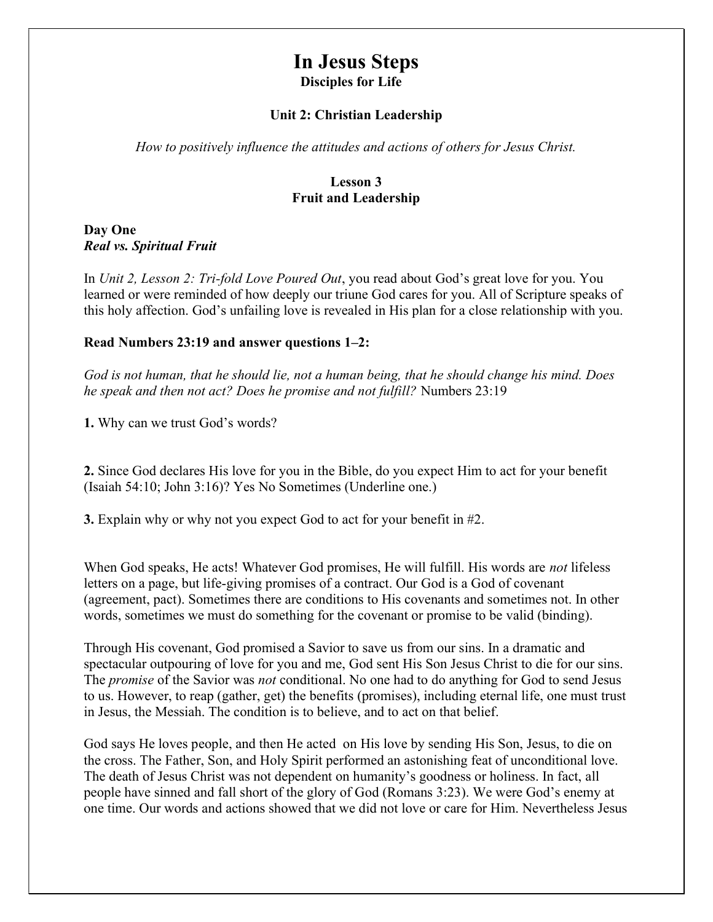# In Jesus Steps

**Disciples for Life**

**Unit 2: Christian Leadership**

*How to positively influence the attitudes and actions of others for Jesus Christ.*

**Lesson 3**
**Fruit and Leadership**

## Day One
***Real vs. Spiritual Fruit***

In *Unit 2, Lesson 2: Tri-fold Love Poured Out*, you read about God's great love for you. You learned or were reminded of how deeply our triune God cares for you. All of Scripture speaks of this holy affection. God's unfailing love is revealed in His plan for a close relationship with you.

**Read Numbers 23:19 and answer questions 1–2:**

*God is not human, that he should lie, not a human being, that he should change his mind. Does he speak and then not act? Does he promise and not fulfill?* Numbers 23:19

**1.** Why can we trust God's words?

**2.** Since God declares His love for you in the Bible, do you expect Him to act for your benefit (Isaiah 54:10; John 3:16)? Yes No Sometimes (Underline one.)

**3.** Explain why or why not you expect God to act for your benefit in #2.

When God speaks, He acts! Whatever God promises, He will fulfill. His words are *not* lifeless letters on a page, but life-giving promises of a contract. Our God is a God of covenant (agreement, pact). Sometimes there are conditions to His covenants and sometimes not. In other words, sometimes we must do something for the covenant or promise to be valid (binding).

Through His covenant, God promised a Savior to save us from our sins. In a dramatic and spectacular outpouring of love for you and me, God sent His Son Jesus Christ to die for our sins. The *promise* of the Savior was *not* conditional. No one had to do anything for God to send Jesus to us. However, to reap (gather, get) the benefits (promises), including eternal life, one must trust in Jesus, the Messiah. The condition is to believe, and to act on that belief.

God says He loves people, and then He acted on His love by sending His Son, Jesus, to die on the cross. The Father, Son, and Holy Spirit performed an astonishing feat of unconditional love. The death of Jesus Christ was not dependent on humanity's goodness or holiness. In fact, all people have sinned and fall short of the glory of God (Romans 3:23). We were God's enemy at one time. Our words and actions showed that we did not love or care for Him. Nevertheless Jesus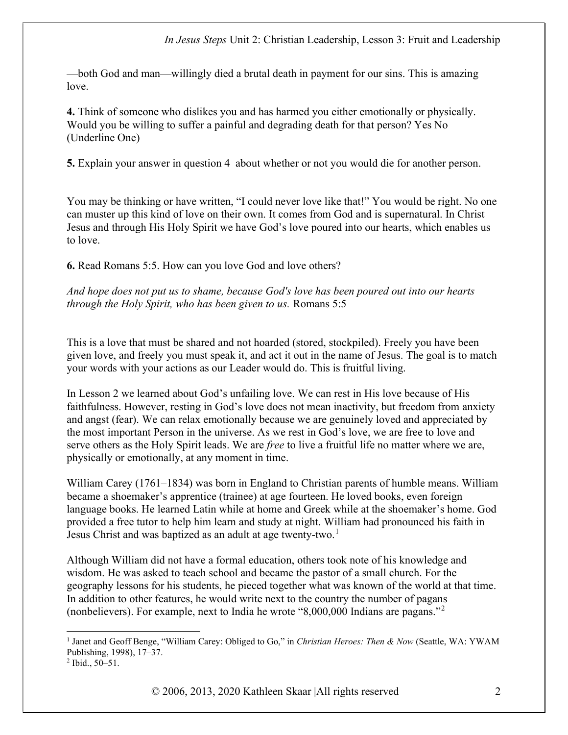—both God and man—willingly died a brutal death in payment for our sins. This is amazing love.

**4.** Think of someone who dislikes you and has harmed you either emotionally or physically. Would you be willing to suffer a painful and degrading death for that person? Yes No (Underline One)

**5.** Explain your answer in question 4 about whether or not you would die for another person.

You may be thinking or have written, "I could never love like that!" You would be right. No one can muster up this kind of love on their own. It comes from God and is supernatural. In Christ Jesus and through His Holy Spirit we have God's love poured into our hearts, which enables us to love.

**6.** Read Romans 5:5. How can you love God and love others?

*And hope does not put us to shame, because God's love has been poured out into our hearts through the Holy Spirit, who has been given to us.* Romans 5:5

This is a love that must be shared and not hoarded (stored, stockpiled). Freely you have been given love, and freely you must speak it, and act it out in the name of Jesus. The goal is to match your words with your actions as our Leader would do. This is fruitful living.

In Lesson 2 we learned about God's unfailing love. We can rest in His love because of His faithfulness. However, resting in God's love does not mean inactivity, but freedom from anxiety and angst (fear). We can relax emotionally because we are genuinely loved and appreciated by the most important Person in the universe. As we rest in God's love, we are free to love and serve others as the Holy Spirit leads. We are *free* to live a fruitful life no matter where we are, physically or emotionally, at any moment in time.

William Carey (1761–1834) was born in England to Christian parents of humble means. William became a shoemaker's apprentice (trainee) at age fourteen. He loved books, even foreign language books. He learned Latin while at home and Greek while at the shoemaker's home. God provided a free tutor to help him learn and study at night. William had pronounced his faith in Jesus Christ and was baptized as an adult at age twenty-two.[1]

Although William did not have a formal education, others took note of his knowledge and wisdom. He was asked to teach school and became the pastor of a small church. For the geography lessons for his students, he pieced together what was known of the world at that time. In addition to other features, he would write next to the country the number of pagans (nonbelievers). For example, next to India he wrote "8,000,000 Indians are pagans."[2]

---

[1] Janet and Geoff Benge, "William Carey: Obliged to Go," in *Christian Heroes: Then & Now* (Seattle, WA: YWAM Publishing, 1998), 17–37.

[2] Ibid., 50–51.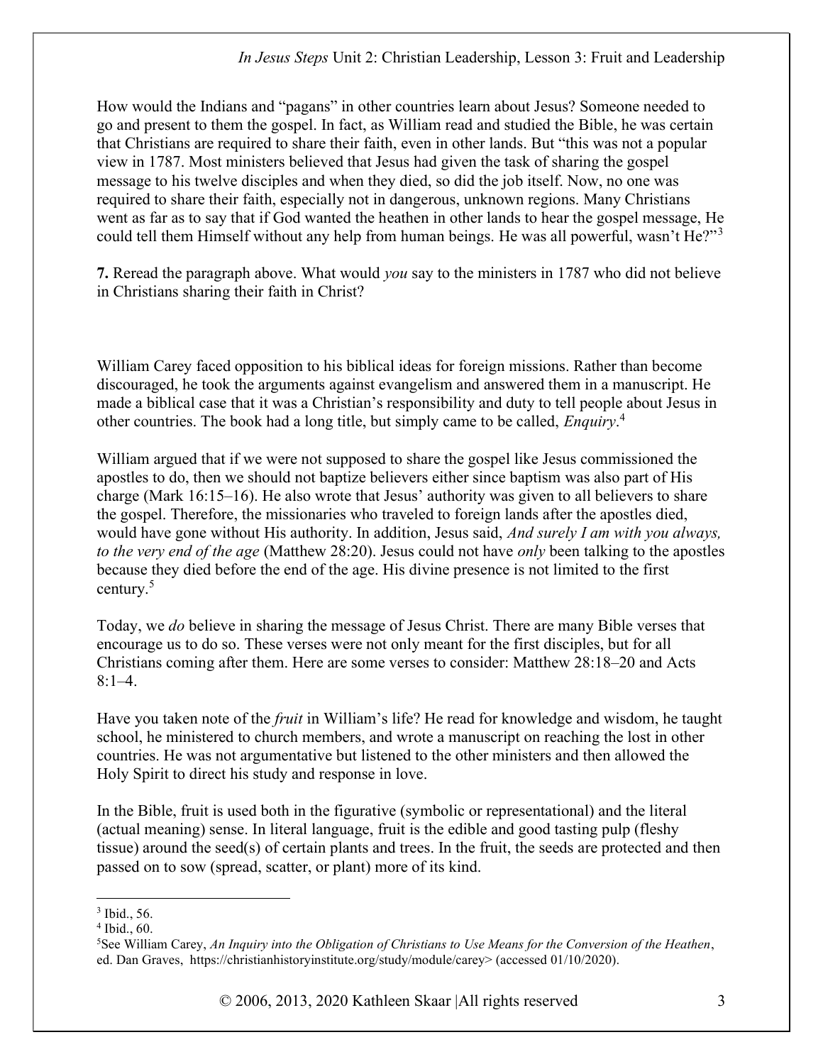How would the Indians and "pagans" in other countries learn about Jesus? Someone needed to go and present to them the gospel. In fact, as William read and studied the Bible, he was certain that Christians are required to share their faith, even in other lands. But "this was not a popular view in 1787. Most ministers believed that Jesus had given the task of sharing the gospel message to his twelve disciples and when they died, so did the job itself. Now, no one was required to share their faith, especially not in dangerous, unknown regions. Many Christians went as far as to say that if God wanted the heathen in other lands to hear the gospel message, He could tell them Himself without any help from human beings. He was all powerful, wasn't He?"[3]

**7.** Reread the paragraph above. What would *you* say to the ministers in 1787 who did not believe in Christians sharing their faith in Christ?

William Carey faced opposition to his biblical ideas for foreign missions. Rather than become discouraged, he took the arguments against evangelism and answered them in a manuscript. He made a biblical case that it was a Christian's responsibility and duty to tell people about Jesus in other countries. The book had a long title, but simply came to be called, *Enquiry*.[4]

William argued that if we were not supposed to share the gospel like Jesus commissioned the apostles to do, then we should not baptize believers either since baptism was also part of His charge (Mark 16:15–16). He also wrote that Jesus' authority was given to all believers to share the gospel. Therefore, the missionaries who traveled to foreign lands after the apostles died, would have gone without His authority. In addition, Jesus said, *And surely I am with you always, to the very end of the age* (Matthew 28:20). Jesus could not have *only* been talking to the apostles because they died before the end of the age. His divine presence is not limited to the first century.[5]

Today, we *do* believe in sharing the message of Jesus Christ. There are many Bible verses that encourage us to do so. These verses were not only meant for the first disciples, but for all Christians coming after them. Here are some verses to consider: Matthew 28:18–20 and Acts 8:1–4.

Have you taken note of the *fruit* in William's life? He read for knowledge and wisdom, he taught school, he ministered to church members, and wrote a manuscript on reaching the lost in other countries. He was not argumentative but listened to the other ministers and then allowed the Holy Spirit to direct his study and response in love.

In the Bible, fruit is used both in the figurative (symbolic or representational) and the literal (actual meaning) sense. In literal language, fruit is the edible and good tasting pulp (fleshy tissue) around the seed(s) of certain plants and trees. In the fruit, the seeds are protected and then passed on to sow (spread, scatter, or plant) more of its kind.

---

[3] Ibid., 56.

[4] Ibid., 60.

[5] See William Carey, *An Inquiry into the Obligation of Christians to Use Means for the Conversion of the Heathen*, ed. Dan Graves, https://christianhistoryinstitute.org/study/module/carey> (accessed 01/10/2020).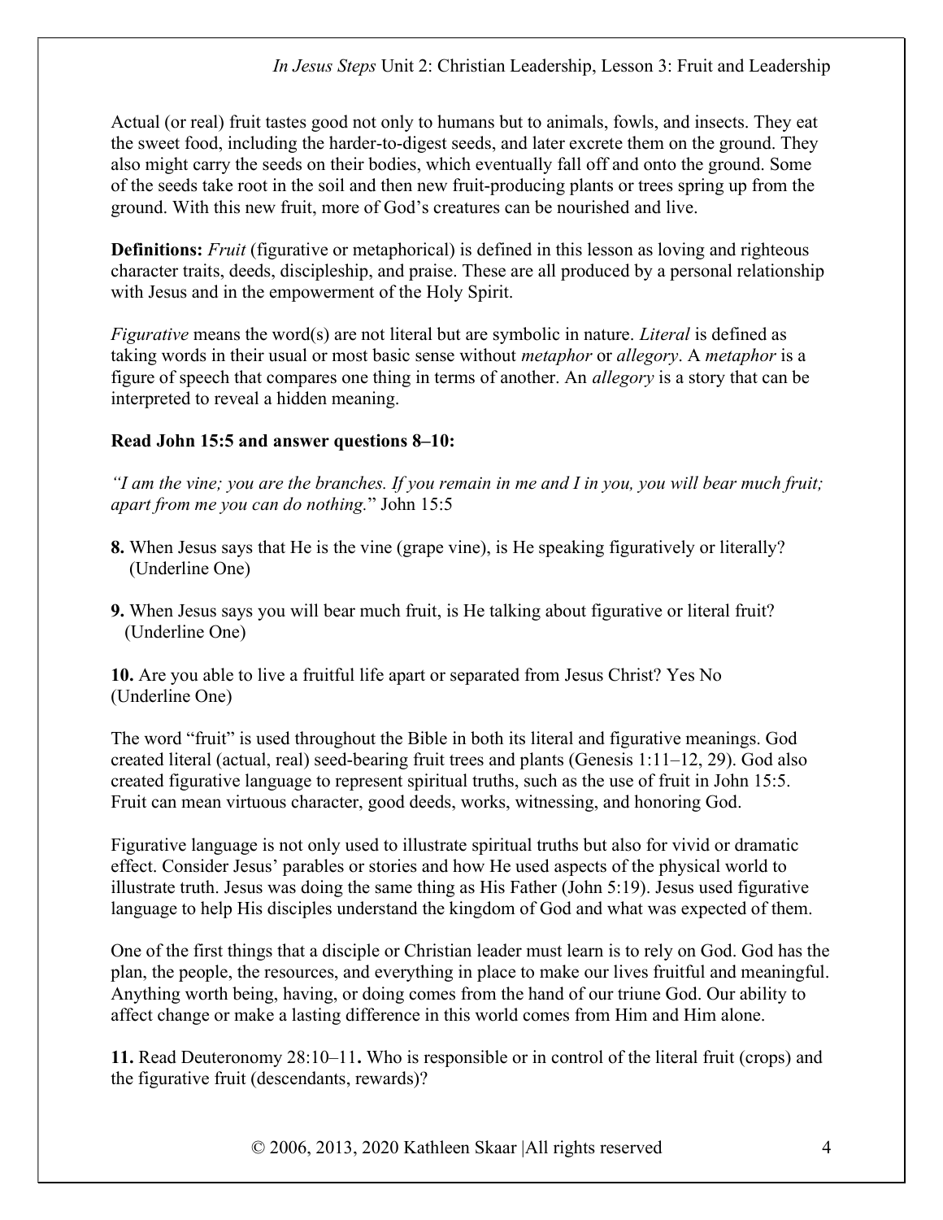Actual (or real) fruit tastes good not only to humans but to animals, fowls, and insects. They eat the sweet food, including the harder-to-digest seeds, and later excrete them on the ground. They also might carry the seeds on their bodies, which eventually fall off and onto the ground. Some of the seeds take root in the soil and then new fruit-producing plants or trees spring up from the ground. With this new fruit, more of God's creatures can be nourished and live.

**Definitions:** *Fruit* (figurative or metaphorical) is defined in this lesson as loving and righteous character traits, deeds, discipleship, and praise. These are all produced by a personal relationship with Jesus and in the empowerment of the Holy Spirit.

*Figurative* means the word(s) are not literal but are symbolic in nature. *Literal* is defined as taking words in their usual or most basic sense without *metaphor* or *allegory*. A *metaphor* is a figure of speech that compares one thing in terms of another. An *allegory* is a story that can be interpreted to reveal a hidden meaning.

**Read John 15:5 and answer questions 8–10:**

*"I am the vine; you are the branches. If you remain in me and I in you, you will bear much fruit; apart from me you can do nothing.*" John 15:5

**8.** When Jesus says that He is the vine (grape vine), is He speaking figuratively or literally? (Underline One)

**9.** When Jesus says you will bear much fruit, is He talking about figurative or literal fruit? (Underline One)

**10.** Are you able to live a fruitful life apart or separated from Jesus Christ? Yes No (Underline One)

The word "fruit" is used throughout the Bible in both its literal and figurative meanings. God created literal (actual, real) seed-bearing fruit trees and plants (Genesis 1:11–12, 29). God also created figurative language to represent spiritual truths, such as the use of fruit in John 15:5. Fruit can mean virtuous character, good deeds, works, witnessing, and honoring God.

Figurative language is not only used to illustrate spiritual truths but also for vivid or dramatic effect. Consider Jesus' parables or stories and how He used aspects of the physical world to illustrate truth. Jesus was doing the same thing as His Father (John 5:19). Jesus used figurative language to help His disciples understand the kingdom of God and what was expected of them.

One of the first things that a disciple or Christian leader must learn is to rely on God. God has the plan, the people, the resources, and everything in place to make our lives fruitful and meaningful. Anything worth being, having, or doing comes from the hand of our triune God. Our ability to affect change or make a lasting difference in this world comes from Him and Him alone.

**11.** Read Deuteronomy 28:10–11**.** Who is responsible or in control of the literal fruit (crops) and the figurative fruit (descendants, rewards)?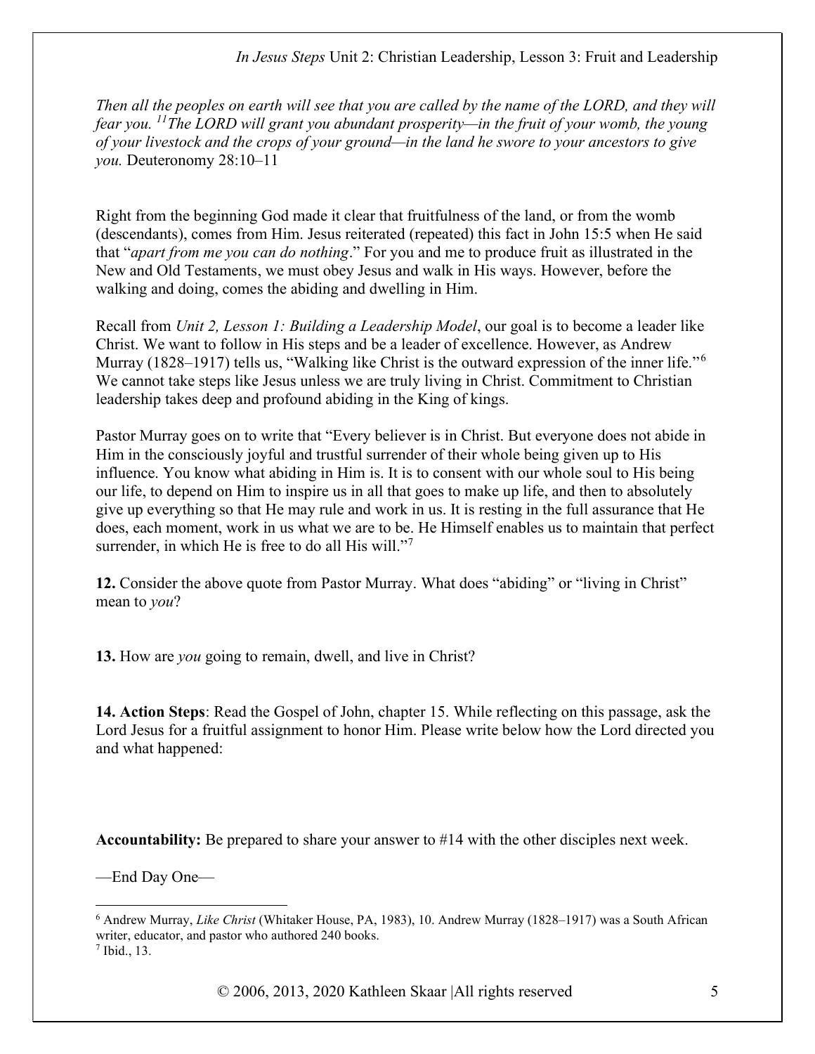*Then all the peoples on earth will see that you are called by the name of the LORD, and they will fear you. [11]The LORD will grant you abundant prosperity—in the fruit of your womb, the young of your livestock and the crops of your ground—in the land he swore to your ancestors to give you.* Deuteronomy 28:10–11

Right from the beginning God made it clear that fruitfulness of the land, or from the womb (descendants), comes from Him. Jesus reiterated (repeated) this fact in John 15:5 when He said that "*apart from me you can do nothing*." For you and me to produce fruit as illustrated in the New and Old Testaments, we must obey Jesus and walk in His ways. However, before the walking and doing, comes the abiding and dwelling in Him.

Recall from *Unit 2, Lesson 1: Building a Leadership Model*, our goal is to become a leader like Christ. We want to follow in His steps and be a leader of excellence. However, as Andrew Murray (1828–1917) tells us, "Walking like Christ is the outward expression of the inner life."[6] We cannot take steps like Jesus unless we are truly living in Christ. Commitment to Christian leadership takes deep and profound abiding in the King of kings.

Pastor Murray goes on to write that "Every believer is in Christ. But everyone does not abide in Him in the consciously joyful and trustful surrender of their whole being given up to His influence. You know what abiding in Him is. It is to consent with our whole soul to His being our life, to depend on Him to inspire us in all that goes to make up life, and then to absolutely give up everything so that He may rule and work in us. It is resting in the full assurance that He does, each moment, work in us what we are to be. He Himself enables us to maintain that perfect surrender, in which He is free to do all His will."[7]

**12.** Consider the above quote from Pastor Murray. What does "abiding" or "living in Christ" mean to *you*?

**13.** How are *you* going to remain, dwell, and live in Christ?

**14. Action Steps**: Read the Gospel of John, chapter 15. While reflecting on this passage, ask the Lord Jesus for a fruitful assignment to honor Him. Please write below how the Lord directed you and what happened:

**Accountability:** Be prepared to share your answer to #14 with the other disciples next week.

—End Day One—

[6] Andrew Murray, *Like Christ* (Whitaker House, PA, 1983), 10. Andrew Murray (1828–1917) was a South African writer, educator, and pastor who authored 240 books.

[7] Ibid., 13.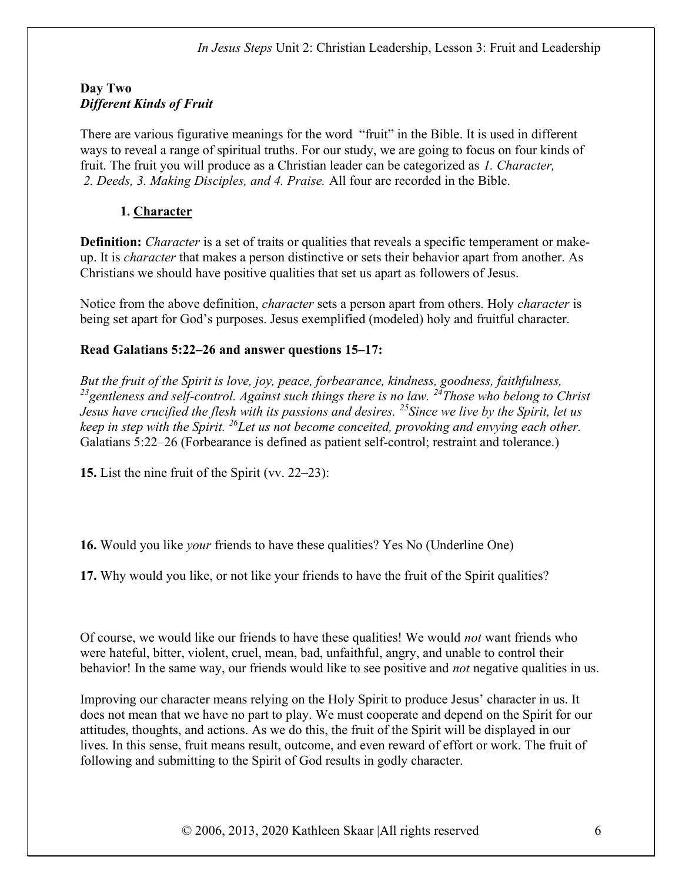**Day Two**
***Different Kinds of Fruit***

There are various figurative meanings for the word "fruit" in the Bible. It is used in different ways to reveal a range of spiritual truths. For our study, we are going to focus on four kinds of fruit. The fruit you will produce as a Christian leader can be categorized as *1. Character, 2. Deeds, 3. Making Disciples, and 4. Praise.* All four are recorded in the Bible.

1. **Character**

**Definition:** *Character* is a set of traits or qualities that reveals a specific temperament or make-up. It is *character* that makes a person distinctive or sets their behavior apart from another. As Christians we should have positive qualities that set us apart as followers of Jesus.

Notice from the above definition, *character* sets a person apart from others. Holy *character* is being set apart for God's purposes. Jesus exemplified (modeled) holy and fruitful character.

**Read Galatians 5:22–26 and answer questions 15–17:**

*But the fruit of the Spirit is love, joy, peace, forbearance, kindness, goodness, faithfulness, [23]gentleness and self-control. Against such things there is no law. [24]Those who belong to Christ Jesus have crucified the flesh with its passions and desires. [25]Since we live by the Spirit, let us keep in step with the Spirit. [26]Let us not become conceited, provoking and envying each other.* Galatians 5:22–26 (Forbearance is defined as patient self-control; restraint and tolerance.)

**15.** List the nine fruit of the Spirit (vv. 22–23):

**16.** Would you like *your* friends to have these qualities? Yes No (Underline One)

**17.** Why would you like, or not like your friends to have the fruit of the Spirit qualities?

Of course, we would like our friends to have these qualities! We would *not* want friends who were hateful, bitter, violent, cruel, mean, bad, unfaithful, angry, and unable to control their behavior! In the same way, our friends would like to see positive and *not* negative qualities in us.

Improving our character means relying on the Holy Spirit to produce Jesus' character in us. It does not mean that we have no part to play. We must cooperate and depend on the Spirit for our attitudes, thoughts, and actions. As we do this, the fruit of the Spirit will be displayed in our lives. In this sense, fruit means result, outcome, and even reward of effort or work. The fruit of following and submitting to the Spirit of God results in godly character.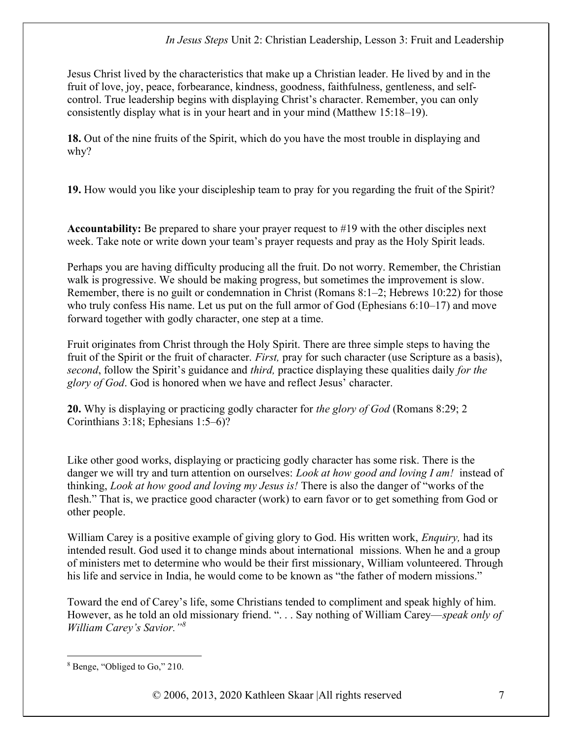Jesus Christ lived by the characteristics that make up a Christian leader. He lived by and in the fruit of love, joy, peace, forbearance, kindness, goodness, faithfulness, gentleness, and self-control. True leadership begins with displaying Christ's character. Remember, you can only consistently display what is in your heart and in your mind (Matthew 15:18–19).

**18.** Out of the nine fruits of the Spirit, which do you have the most trouble in displaying and why?

**19.** How would you like your discipleship team to pray for you regarding the fruit of the Spirit?

**Accountability:** Be prepared to share your prayer request to #19 with the other disciples next week. Take note or write down your team's prayer requests and pray as the Holy Spirit leads.

Perhaps you are having difficulty producing all the fruit. Do not worry. Remember, the Christian walk is progressive. We should be making progress, but sometimes the improvement is slow. Remember, there is no guilt or condemnation in Christ (Romans 8:1–2; Hebrews 10:22) for those who truly confess His name. Let us put on the full armor of God (Ephesians 6:10–17) and move forward together with godly character, one step at a time.

Fruit originates from Christ through the Holy Spirit. There are three simple steps to having the fruit of the Spirit or the fruit of character. *First,* pray for such character (use Scripture as a basis), *second*, follow the Spirit's guidance and *third,* practice displaying these qualities daily *for the glory of God*. God is honored when we have and reflect Jesus' character.

**20.** Why is displaying or practicing godly character for *the glory of God* (Romans 8:29; 2 Corinthians 3:18; Ephesians 1:5–6)?

Like other good works, displaying or practicing godly character has some risk. There is the danger we will try and turn attention on ourselves: *Look at how good and loving I am!* instead of thinking, *Look at how good and loving my Jesus is!* There is also the danger of "works of the flesh." That is, we practice good character (work) to earn favor or to get something from God or other people.

William Carey is a positive example of giving glory to God. His written work, *Enquiry,* had its intended result. God used it to change minds about international missions. When he and a group of ministers met to determine who would be their first missionary, William volunteered. Through his life and service in India, he would come to be known as "the father of modern missions."

Toward the end of Carey's life, some Christians tended to compliment and speak highly of him. However, as he told an old missionary friend. ". . . Say nothing of William Carey—*speak only of William Carey's Savior."*[8]

[8] Benge, "Obliged to Go," 210.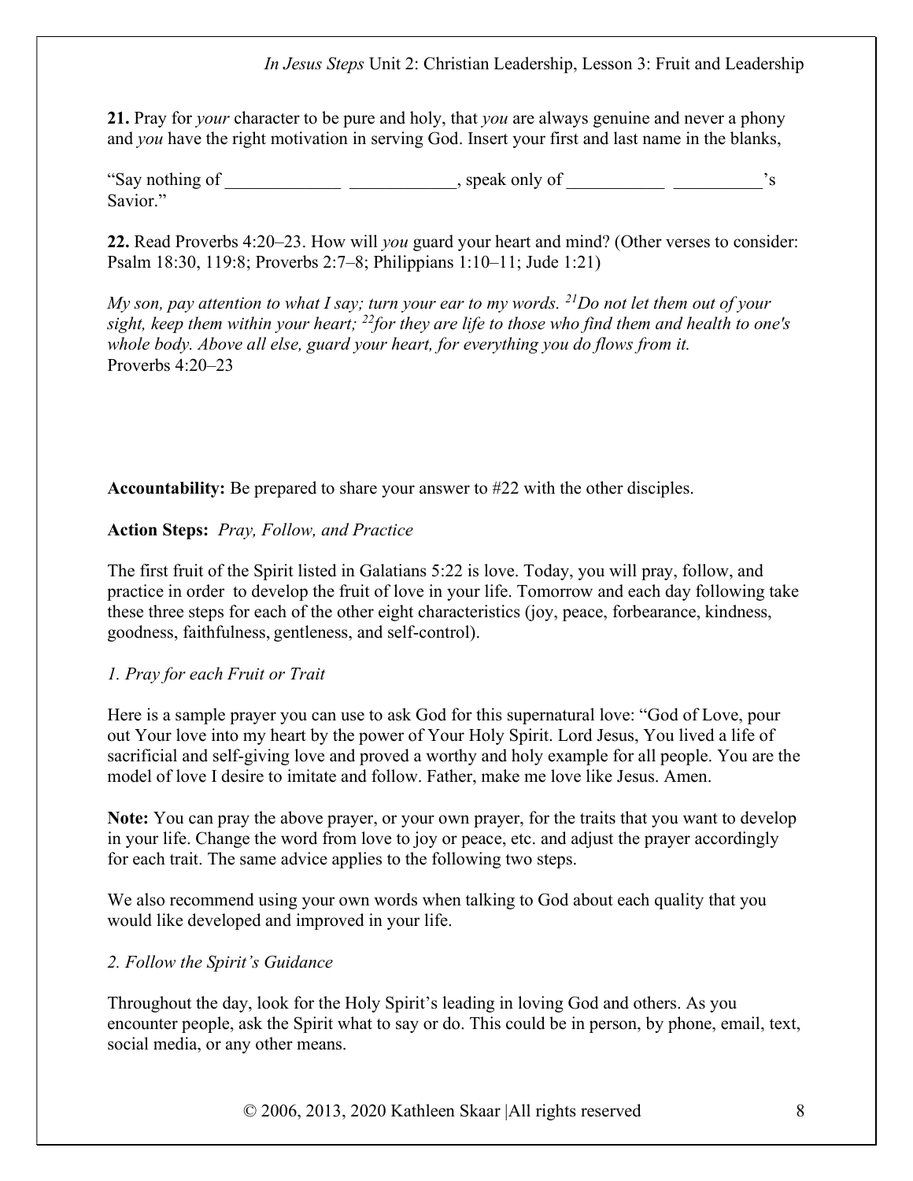**21.** Pray for *your* character to be pure and holy, that *you* are always genuine and never a phony and *you* have the right motivation in serving God. Insert your first and last name in the blanks,

"Say nothing of _____________ ____________, speak only of ___________ __________'s Savior."

**22.** Read Proverbs 4:20–23. How will *you* guard your heart and mind? (Other verses to consider: Psalm 18:30, 119:8; Proverbs 2:7–8; Philippians 1:10–11; Jude 1:21)

*My son, pay attention to what I say; turn your ear to my words. [21]Do not let them out of your sight, keep them within your heart; [22]for they are life to those who find them and health to one's whole body. Above all else, guard your heart, for everything you do flows from it.*
Proverbs 4:20–23

**Accountability:** Be prepared to share your answer to #22 with the other disciples.

**Action Steps:** *Pray, Follow, and Practice*

The first fruit of the Spirit listed in Galatians 5:22 is love. Today, you will pray, follow, and practice in order to develop the fruit of love in your life. Tomorrow and each day following take these three steps for each of the other eight characteristics (joy, peace, forbearance, kindness, goodness, faithfulness, gentleness, and self-control).

*1. Pray for each Fruit or Trait*

Here is a sample prayer you can use to ask God for this supernatural love: "God of Love, pour out Your love into my heart by the power of Your Holy Spirit. Lord Jesus, You lived a life of sacrificial and self-giving love and proved a worthy and holy example for all people. You are the model of love I desire to imitate and follow. Father, make me love like Jesus. Amen.

**Note:** You can pray the above prayer, or your own prayer, for the traits that you want to develop in your life. Change the word from love to joy or peace, etc. and adjust the prayer accordingly for each trait. The same advice applies to the following two steps.

We also recommend using your own words when talking to God about each quality that you would like developed and improved in your life.

*2. Follow the Spirit's Guidance*

Throughout the day, look for the Holy Spirit's leading in loving God and others. As you encounter people, ask the Spirit what to say or do. This could be in person, by phone, email, text, social media, or any other means.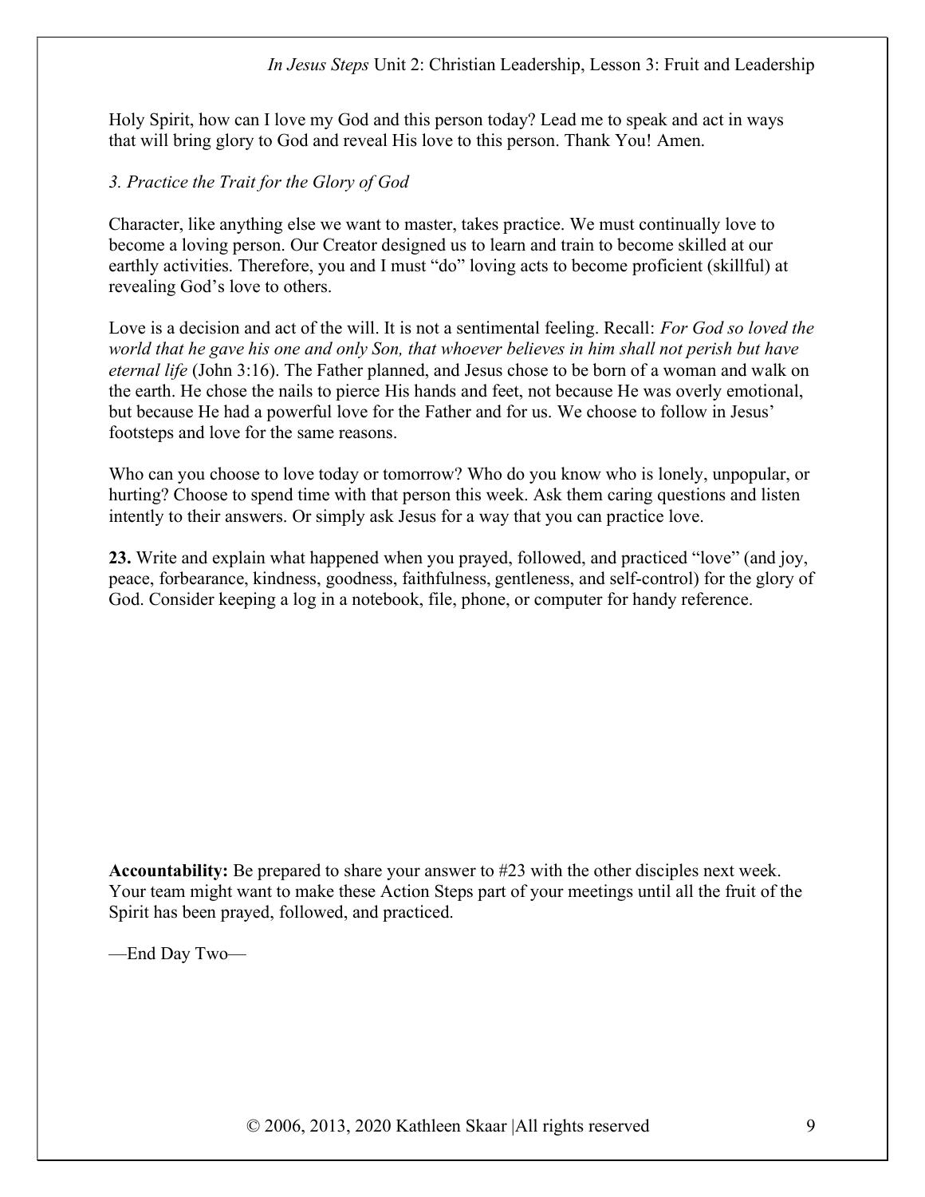Holy Spirit, how can I love my God and this person today? Lead me to speak and act in ways that will bring glory to God and reveal His love to this person. Thank You! Amen.

*3. Practice the Trait for the Glory of God*

Character, like anything else we want to master, takes practice. We must continually love to become a loving person. Our Creator designed us to learn and train to become skilled at our earthly activities. Therefore, you and I must "do" loving acts to become proficient (skillful) at revealing God's love to others.

Love is a decision and act of the will. It is not a sentimental feeling. Recall: *For God so loved the world that he gave his one and only Son, that whoever believes in him shall not perish but have eternal life* (John 3:16). The Father planned, and Jesus chose to be born of a woman and walk on the earth. He chose the nails to pierce His hands and feet, not because He was overly emotional, but because He had a powerful love for the Father and for us. We choose to follow in Jesus' footsteps and love for the same reasons.

Who can you choose to love today or tomorrow? Who do you know who is lonely, unpopular, or hurting? Choose to spend time with that person this week. Ask them caring questions and listen intently to their answers. Or simply ask Jesus for a way that you can practice love.

**23.** Write and explain what happened when you prayed, followed, and practiced "love" (and joy, peace, forbearance, kindness, goodness, faithfulness, gentleness, and self-control) for the glory of God. Consider keeping a log in a notebook, file, phone, or computer for handy reference.

**Accountability:** Be prepared to share your answer to #23 with the other disciples next week. Your team might want to make these Action Steps part of your meetings until all the fruit of the Spirit has been prayed, followed, and practiced.

—End Day Two—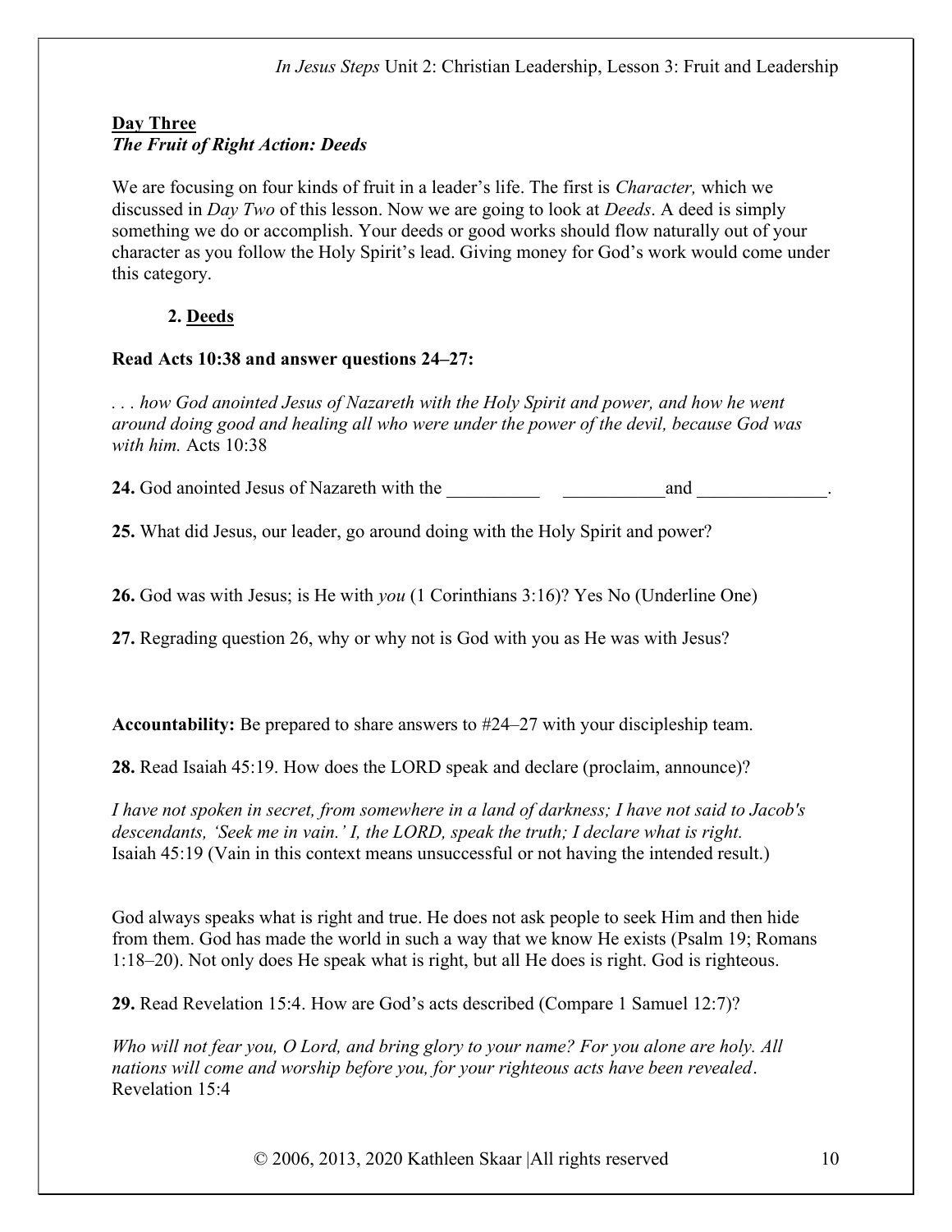**Day Three**
***The Fruit of Right Action: Deeds***

We are focusing on four kinds of fruit in a leader's life. The first is *Character,* which we discussed in *Day Two* of this lesson. Now we are going to look at *Deeds*. A deed is simply something we do or accomplish. Your deeds or good works should flow naturally out of your character as you follow the Holy Spirit's lead. Giving money for God's work would come under this category.

**2. Deeds**

**Read Acts 10:38 and answer questions 24–27:**

*. . . how God anointed Jesus of Nazareth with the Holy Spirit and power, and how he went around doing good and healing all who were under the power of the devil, because God was with him.* Acts 10:38

**24.** God anointed Jesus of Nazareth with the __________ ___________and ______________.

**25.** What did Jesus, our leader, go around doing with the Holy Spirit and power?

**26.** God was with Jesus; is He with *you* (1 Corinthians 3:16)? Yes No (Underline One)

**27.** Regrading question 26, why or why not is God with you as He was with Jesus?

**Accountability:** Be prepared to share answers to #24–27 with your discipleship team.

**28.** Read Isaiah 45:19. How does the LORD speak and declare (proclaim, announce)?

*I have not spoken in secret, from somewhere in a land of darkness; I have not said to Jacob's descendants, 'Seek me in vain.' I, the LORD, speak the truth; I declare what is right.* Isaiah 45:19 (Vain in this context means unsuccessful or not having the intended result.)

God always speaks what is right and true. He does not ask people to seek Him and then hide from them. God has made the world in such a way that we know He exists (Psalm 19; Romans 1:18–20). Not only does He speak what is right, but all He does is right. God is righteous.

**29.** Read Revelation 15:4. How are God's acts described (Compare 1 Samuel 12:7)?

*Who will not fear you, O Lord, and bring glory to your name? For you alone are holy. All nations will come and worship before you, for your righteous acts have been revealed*. Revelation 15:4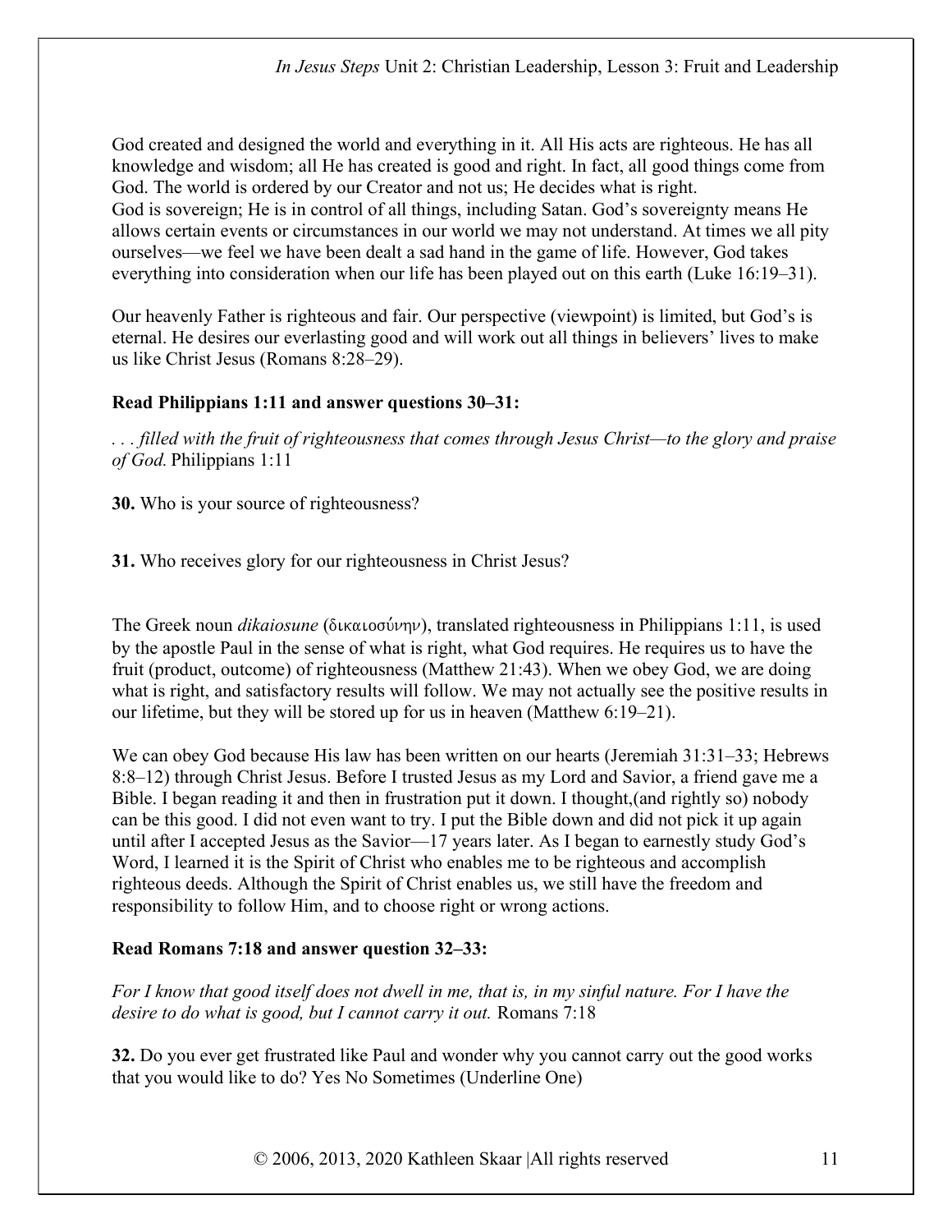God created and designed the world and everything in it. All His acts are righteous. He has all knowledge and wisdom; all He has created is good and right. In fact, all good things come from God. The world is ordered by our Creator and not us; He decides what is right.
God is sovereign; He is in control of all things, including Satan. God's sovereignty means He allows certain events or circumstances in our world we may not understand. At times we all pity ourselves—we feel we have been dealt a sad hand in the game of life. However, God takes everything into consideration when our life has been played out on this earth (Luke 16:19–31).

Our heavenly Father is righteous and fair. Our perspective (viewpoint) is limited, but God's is eternal. He desires our everlasting good and will work out all things in believers' lives to make us like Christ Jesus (Romans 8:28–29).

**Read Philippians 1:11 and answer questions 30–31:**

*. . . filled with the fruit of righteousness that comes through Jesus Christ—to the glory and praise of God.* Philippians 1:11

**30.** Who is your source of righteousness?

**31.** Who receives glory for our righteousness in Christ Jesus?

The Greek noun *dikaiosune* (δικαιοσύνην), translated righteousness in Philippians 1:11, is used by the apostle Paul in the sense of what is right, what God requires. He requires us to have the fruit (product, outcome) of righteousness (Matthew 21:43). When we obey God, we are doing what is right, and satisfactory results will follow. We may not actually see the positive results in our lifetime, but they will be stored up for us in heaven (Matthew 6:19–21).

We can obey God because His law has been written on our hearts (Jeremiah 31:31–33; Hebrews 8:8–12) through Christ Jesus. Before I trusted Jesus as my Lord and Savior, a friend gave me a Bible. I began reading it and then in frustration put it down. I thought,(and rightly so) nobody can be this good. I did not even want to try. I put the Bible down and did not pick it up again until after I accepted Jesus as the Savior—17 years later. As I began to earnestly study God's Word, I learned it is the Spirit of Christ who enables me to be righteous and accomplish righteous deeds. Although the Spirit of Christ enables us, we still have the freedom and responsibility to follow Him, and to choose right or wrong actions.

**Read Romans 7:18 and answer question 32–33:**

*For I know that good itself does not dwell in me, that is, in my sinful nature. For I have the desire to do what is good, but I cannot carry it out.* Romans 7:18

**32.** Do you ever get frustrated like Paul and wonder why you cannot carry out the good works that you would like to do? Yes No Sometimes (Underline One)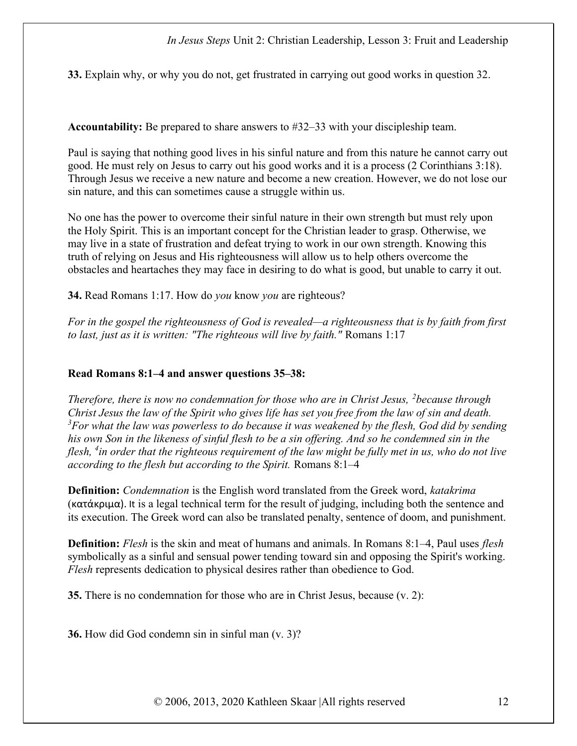**33.** Explain why, or why you do not, get frustrated in carrying out good works in question 32.

**Accountability:** Be prepared to share answers to #32–33 with your discipleship team.

Paul is saying that nothing good lives in his sinful nature and from this nature he cannot carry out good. He must rely on Jesus to carry out his good works and it is a process (2 Corinthians 3:18). Through Jesus we receive a new nature and become a new creation. However, we do not lose our sin nature, and this can sometimes cause a struggle within us.

No one has the power to overcome their sinful nature in their own strength but must rely upon the Holy Spirit. This is an important concept for the Christian leader to grasp. Otherwise, we may live in a state of frustration and defeat trying to work in our own strength. Knowing this truth of relying on Jesus and His righteousness will allow us to help others overcome the obstacles and heartaches they may face in desiring to do what is good, but unable to carry it out.

**34.** Read Romans 1:17. How do *you* know *you* are righteous?

*For in the gospel the righteousness of God is revealed—a righteousness that is by faith from first to last, just as it is written: "The righteous will live by faith."* Romans 1:17

**Read Romans 8:1–4 and answer questions 35–38:**

*Therefore, there is now no condemnation for those who are in Christ Jesus, [2]because through Christ Jesus the law of the Spirit who gives life has set you free from the law of sin and death. [3]For what the law was powerless to do because it was weakened by the flesh, God did by sending his own Son in the likeness of sinful flesh to be a sin offering. And so he condemned sin in the flesh, [4]in order that the righteous requirement of the law might be fully met in us, who do not live according to the flesh but according to the Spirit.* Romans 8:1–4

**Definition:** *Condemnation* is the English word translated from the Greek word, *katakrima* (κατάκριμα). It is a legal technical term for the result of judging, including both the sentence and its execution. The Greek word can also be translated penalty, sentence of doom, and punishment.

**Definition:** *Flesh* is the skin and meat of humans and animals. In Romans 8:1–4, Paul uses *flesh* symbolically as a sinful and sensual power tending toward sin and opposing the Spirit's working. *Flesh* represents dedication to physical desires rather than obedience to God.

**35.** There is no condemnation for those who are in Christ Jesus, because (v. 2):

**36.** How did God condemn sin in sinful man (v. 3)?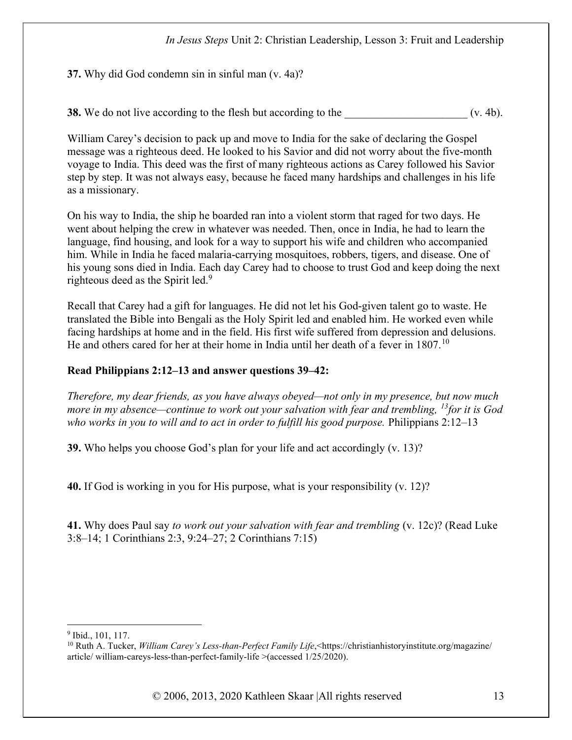**37.** Why did God condemn sin in sinful man (v. 4a)?

**38.** We do not live according to the flesh but according to the ______________________ (v. 4b).

William Carey's decision to pack up and move to India for the sake of declaring the Gospel message was a righteous deed. He looked to his Savior and did not worry about the five-month voyage to India. This deed was the first of many righteous actions as Carey followed his Savior step by step. It was not always easy, because he faced many hardships and challenges in his life as a missionary.

On his way to India, the ship he boarded ran into a violent storm that raged for two days. He went about helping the crew in whatever was needed. Then, once in India, he had to learn the language, find housing, and look for a way to support his wife and children who accompanied him. While in India he faced malaria-carrying mosquitoes, robbers, tigers, and disease. One of his young sons died in India. Each day Carey had to choose to trust God and keep doing the next righteous deed as the Spirit led.[9]

Recall that Carey had a gift for languages. He did not let his God-given talent go to waste. He translated the Bible into Bengali as the Holy Spirit led and enabled him. He worked even while facing hardships at home and in the field. His first wife suffered from depression and delusions. He and others cared for her at their home in India until her death of a fever in 1807.[10]

**Read Philippians 2:12–13 and answer questions 39–42:**

*Therefore, my dear friends, as you have always obeyed—not only in my presence, but now much more in my absence—continue to work out your salvation with fear and trembling, [13]for it is God who works in you to will and to act in order to fulfill his good purpose.* Philippians 2:12–13

**39.** Who helps you choose God's plan for your life and act accordingly (v. 13)?

**40.** If God is working in you for His purpose, what is your responsibility (v. 12)?

**41.** Why does Paul say *to work out your salvation with fear and trembling* (v. 12c)? (Read Luke 3:8–14; 1 Corinthians 2:3, 9:24–27; 2 Corinthians 7:15)

---

[9] Ibid., 101, 117.

[10] Ruth A. Tucker, *William Carey's Less-than-Perfect Family Life*,<https://christianhistoryinstitute.org/magazine/article/ william-careys-less-than-perfect-family-life >(accessed 1/25/2020).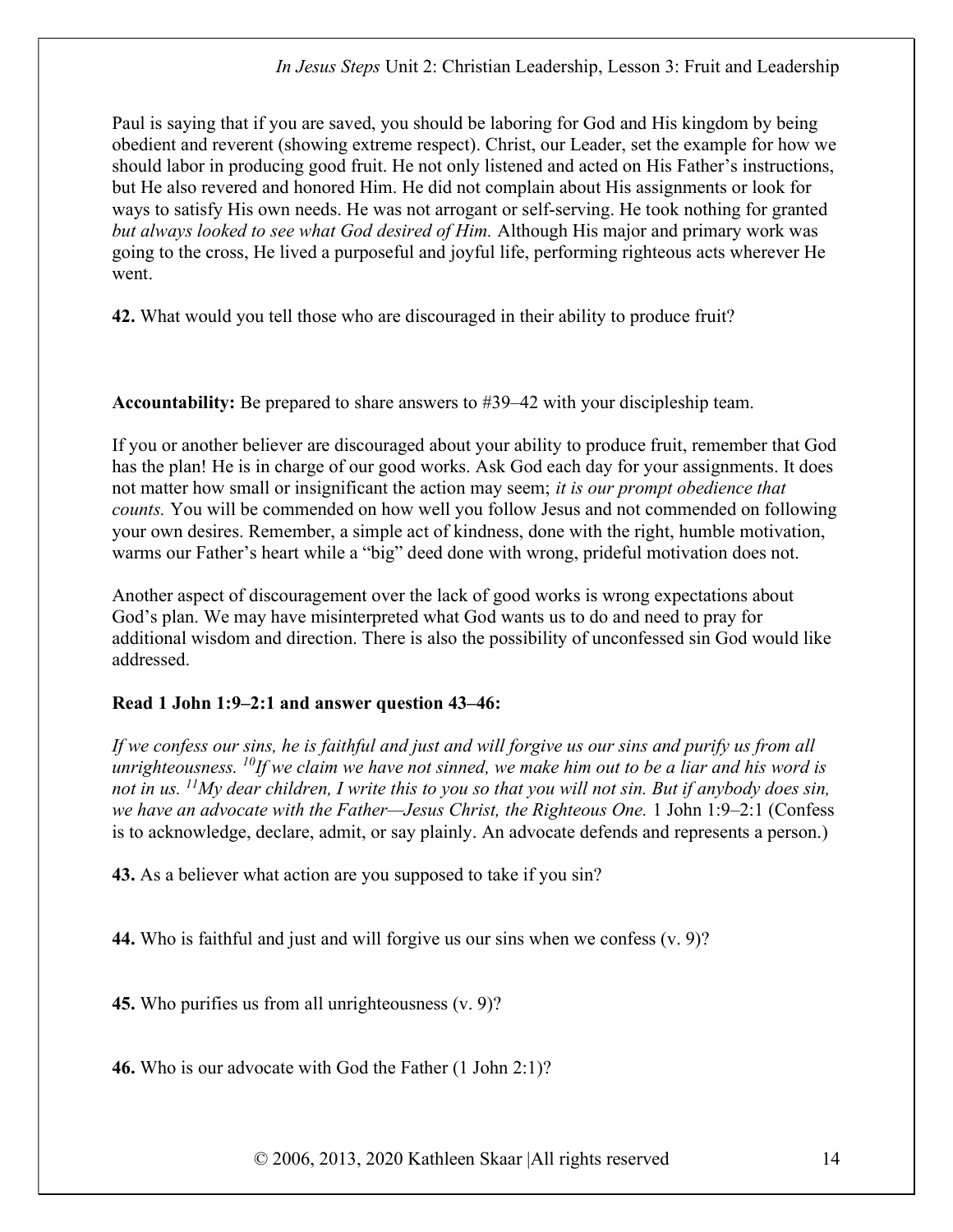Paul is saying that if you are saved, you should be laboring for God and His kingdom by being obedient and reverent (showing extreme respect). Christ, our Leader, set the example for how we should labor in producing good fruit. He not only listened and acted on His Father's instructions, but He also revered and honored Him. He did not complain about His assignments or look for ways to satisfy His own needs. He was not arrogant or self-serving. He took nothing for granted *but always looked to see what God desired of Him.* Although His major and primary work was going to the cross, He lived a purposeful and joyful life, performing righteous acts wherever He went.

**42.** What would you tell those who are discouraged in their ability to produce fruit?

**Accountability:** Be prepared to share answers to #39–42 with your discipleship team.

If you or another believer are discouraged about your ability to produce fruit, remember that God has the plan! He is in charge of our good works. Ask God each day for your assignments. It does not matter how small or insignificant the action may seem; *it is our prompt obedience that counts.* You will be commended on how well you follow Jesus and not commended on following your own desires. Remember, a simple act of kindness, done with the right, humble motivation, warms our Father's heart while a "big" deed done with wrong, prideful motivation does not.

Another aspect of discouragement over the lack of good works is wrong expectations about God's plan. We may have misinterpreted what God wants us to do and need to pray for additional wisdom and direction. There is also the possibility of unconfessed sin God would like addressed.

**Read 1 John 1:9–2:1 and answer question 43–46:**

*If we confess our sins, he is faithful and just and will forgive us our sins and purify us from all unrighteousness. [10]If we claim we have not sinned, we make him out to be a liar and his word is not in us. [11]My dear children, I write this to you so that you will not sin. But if anybody does sin, we have an advocate with the Father—Jesus Christ, the Righteous One.* 1 John 1:9–2:1 (Confess is to acknowledge, declare, admit, or say plainly. An advocate defends and represents a person.)

**43.** As a believer what action are you supposed to take if you sin?

**44.** Who is faithful and just and will forgive us our sins when we confess (v. 9)?

**45.** Who purifies us from all unrighteousness (v. 9)?

**46.** Who is our advocate with God the Father (1 John 2:1)?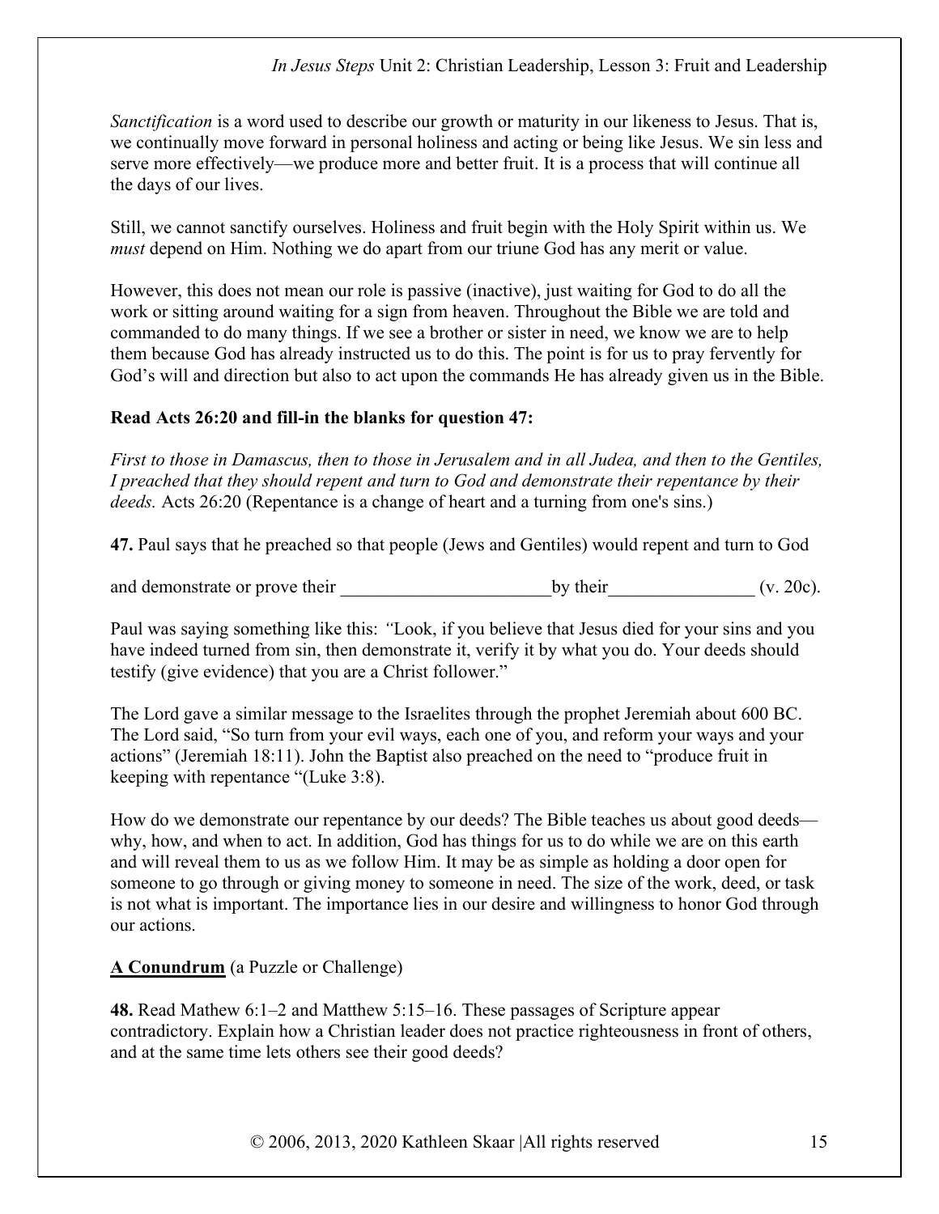*Sanctification* is a word used to describe our growth or maturity in our likeness to Jesus. That is, we continually move forward in personal holiness and acting or being like Jesus. We sin less and serve more effectively—we produce more and better fruit. It is a process that will continue all the days of our lives.

Still, we cannot sanctify ourselves. Holiness and fruit begin with the Holy Spirit within us. We *must* depend on Him. Nothing we do apart from our triune God has any merit or value.

However, this does not mean our role is passive (inactive), just waiting for God to do all the work or sitting around waiting for a sign from heaven. Throughout the Bible we are told and commanded to do many things. If we see a brother or sister in need, we know we are to help them because God has already instructed us to do this. The point is for us to pray fervently for God's will and direction but also to act upon the commands He has already given us in the Bible.

**Read Acts 26:20 and fill-in the blanks for question 47:**

*First to those in Damascus, then to those in Jerusalem and in all Judea, and then to the Gentiles, I preached that they should repent and turn to God and demonstrate their repentance by their deeds.* Acts 26:20 (Repentance is a change of heart and a turning from one's sins.)

**47.** Paul says that he preached so that people (Jews and Gentiles) would repent and turn to God

and demonstrate or prove their ________________________ by their ________________ (v. 20c).

Paul was saying something like this: *"*Look, if you believe that Jesus died for your sins and you have indeed turned from sin, then demonstrate it, verify it by what you do. Your deeds should testify (give evidence) that you are a Christ follower."

The Lord gave a similar message to the Israelites through the prophet Jeremiah about 600 BC. The Lord said, "So turn from your evil ways, each one of you, and reform your ways and your actions" (Jeremiah 18:11). John the Baptist also preached on the need to "produce fruit in keeping with repentance "(Luke 3:8).

How do we demonstrate our repentance by our deeds? The Bible teaches us about good deeds—why, how, and when to act. In addition, God has things for us to do while we are on this earth and will reveal them to us as we follow Him. It may be as simple as holding a door open for someone to go through or giving money to someone in need. The size of the work, deed, or task is not what is important. The importance lies in our desire and willingness to honor God through our actions.

**<u>A Conundrum</u>** (a Puzzle or Challenge)

**48.** Read Mathew 6:1–2 and Matthew 5:15–16. These passages of Scripture appear contradictory. Explain how a Christian leader does not practice righteousness in front of others, and at the same time lets others see their good deeds?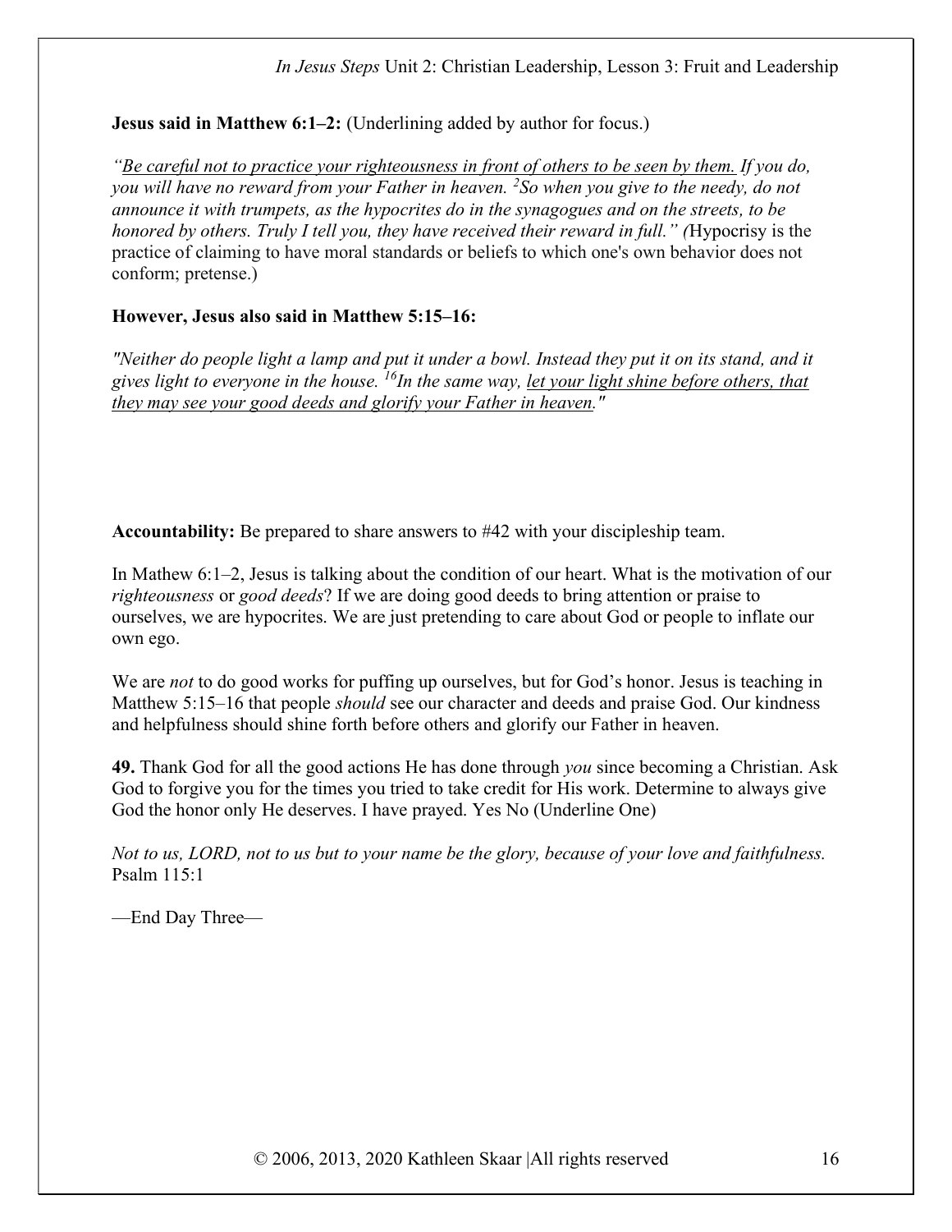**Jesus said in Matthew 6:1–2:** (Underlining added by author for focus.)

*"<u>Be careful not to practice your righteousness in front of others to be seen by them.</u> If you do, you will have no reward from your Father in heaven. [2]So when you give to the needy, do not announce it with trumpets, as the hypocrites do in the synagogues and on the streets, to be honored by others. Truly I tell you, they have received their reward in full." (*Hypocrisy is the practice of claiming to have moral standards or beliefs to which one's own behavior does not conform; pretense.)

**However, Jesus also said in Matthew 5:15–16:**

*"Neither do people light a lamp and put it under a bowl. Instead they put it on its stand, and it gives light to everyone in the house. [16]In the same way, <u>let your light shine before others, that they may see your good deeds and glorify your Father in heaven</u>."*

**Accountability:** Be prepared to share answers to #42 with your discipleship team.

In Mathew 6:1–2, Jesus is talking about the condition of our heart. What is the motivation of our *righteousness* or *good deeds*? If we are doing good deeds to bring attention or praise to ourselves, we are hypocrites. We are just pretending to care about God or people to inflate our own ego.

We are *not* to do good works for puffing up ourselves, but for God's honor. Jesus is teaching in Matthew 5:15–16 that people *should* see our character and deeds and praise God. Our kindness and helpfulness should shine forth before others and glorify our Father in heaven.

**49.** Thank God for all the good actions He has done through *you* since becoming a Christian. Ask God to forgive you for the times you tried to take credit for His work. Determine to always give God the honor only He deserves. I have prayed. Yes No (Underline One)

*Not to us, LORD, not to us but to your name be the glory, because of your love and faithfulness.* Psalm 115:1

—End Day Three—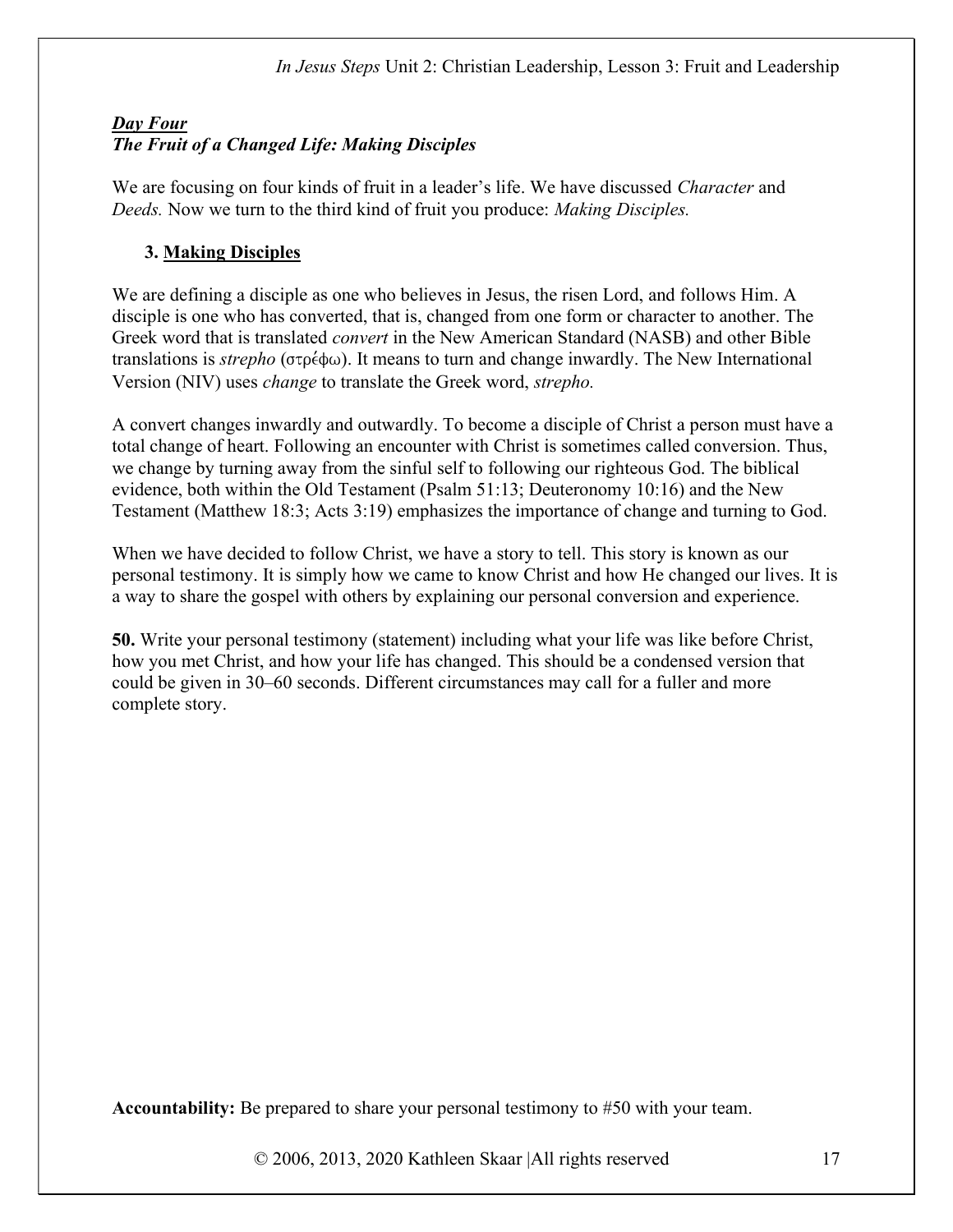***Day Four***
***The Fruit of a Changed Life: Making Disciples***

We are focusing on four kinds of fruit in a leader's life. We have discussed *Character* and *Deeds.* Now we turn to the third kind of fruit you produce: *Making Disciples.*

### 3. Making Disciples

We are defining a disciple as one who believes in Jesus, the risen Lord, and follows Him. A disciple is one who has converted, that is, changed from one form or character to another. The Greek word that is translated *convert* in the New American Standard (NASB) and other Bible translations is *strepho* (στρέφω). It means to turn and change inwardly. The New International Version (NIV) uses *change* to translate the Greek word, *strepho.*

A convert changes inwardly and outwardly. To become a disciple of Christ a person must have a total change of heart. Following an encounter with Christ is sometimes called conversion. Thus, we change by turning away from the sinful self to following our righteous God. The biblical evidence, both within the Old Testament (Psalm 51:13; Deuteronomy 10:16) and the New Testament (Matthew 18:3; Acts 3:19) emphasizes the importance of change and turning to God.

When we have decided to follow Christ, we have a story to tell. This story is known as our personal testimony. It is simply how we came to know Christ and how He changed our lives. It is a way to share the gospel with others by explaining our personal conversion and experience.

**50.** Write your personal testimony (statement) including what your life was like before Christ, how you met Christ, and how your life has changed. This should be a condensed version that could be given in 30–60 seconds. Different circumstances may call for a fuller and more complete story.

**Accountability:** Be prepared to share your personal testimony to #50 with your team.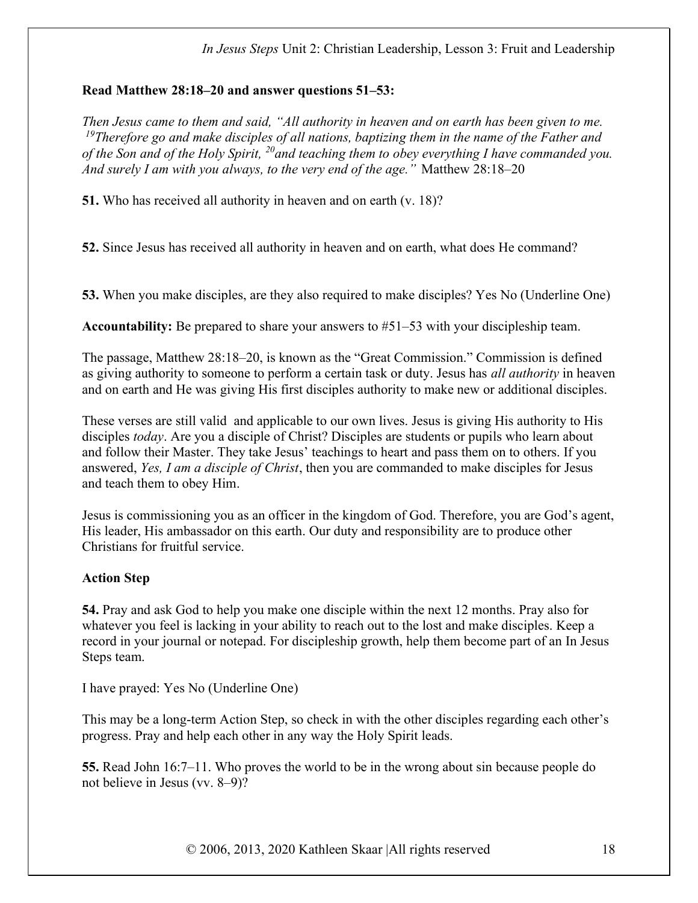**Read Matthew 28:18–20 and answer questions 51–53:**

*Then Jesus came to them and said, "All authority in heaven and on earth has been given to me. [19]Therefore go and make disciples of all nations, baptizing them in the name of the Father and of the Son and of the Holy Spirit, [20]and teaching them to obey everything I have commanded you. And surely I am with you always, to the very end of the age."* Matthew 28:18–20

**51.** Who has received all authority in heaven and on earth (v. 18)?

**52.** Since Jesus has received all authority in heaven and on earth, what does He command?

**53.** When you make disciples, are they also required to make disciples? Yes No (Underline One)

**Accountability:** Be prepared to share your answers to #51–53 with your discipleship team.

The passage, Matthew 28:18–20, is known as the "Great Commission." Commission is defined as giving authority to someone to perform a certain task or duty. Jesus has *all authority* in heaven and on earth and He was giving His first disciples authority to make new or additional disciples.

These verses are still valid and applicable to our own lives. Jesus is giving His authority to His disciples *today*. Are you a disciple of Christ? Disciples are students or pupils who learn about and follow their Master. They take Jesus' teachings to heart and pass them on to others. If you answered, *Yes, I am a disciple of Christ*, then you are commanded to make disciples for Jesus and teach them to obey Him.

Jesus is commissioning you as an officer in the kingdom of God. Therefore, you are God's agent, His leader, His ambassador on this earth. Our duty and responsibility are to produce other Christians for fruitful service.

**Action Step**

**54.** Pray and ask God to help you make one disciple within the next 12 months. Pray also for whatever you feel is lacking in your ability to reach out to the lost and make disciples. Keep a record in your journal or notepad. For discipleship growth, help them become part of an In Jesus Steps team.

I have prayed: Yes No (Underline One)

This may be a long-term Action Step, so check in with the other disciples regarding each other's progress. Pray and help each other in any way the Holy Spirit leads.

**55.** Read John 16:7–11. Who proves the world to be in the wrong about sin because people do not believe in Jesus (vv. 8–9)?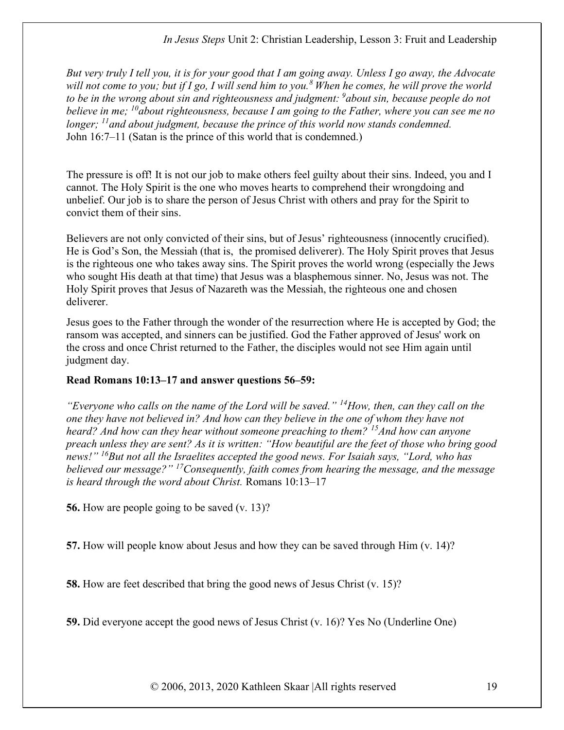*But very truly I tell you, it is for your good that I am going away. Unless I go away, the Advocate will not come to you; but if I go, I will send him to you.*[8] *When he comes, he will prove the world to be in the wrong about sin and righteousness and judgment:* [9]*about sin, because people do not believe in me;* [10]*about righteousness, because I am going to the Father, where you can see me no longer;* [11]*and about judgment, because the prince of this world now stands condemned.*
John 16:7–11 (Satan is the prince of this world that is condemned.)

The pressure is off! It is not our job to make others feel guilty about their sins. Indeed, you and I cannot. The Holy Spirit is the one who moves hearts to comprehend their wrongdoing and unbelief. Our job is to share the person of Jesus Christ with others and pray for the Spirit to convict them of their sins.

Believers are not only convicted of their sins, but of Jesus' righteousness (innocently crucified). He is God's Son, the Messiah (that is, the promised deliverer). The Holy Spirit proves that Jesus is the righteous one who takes away sins. The Spirit proves the world wrong (especially the Jews who sought His death at that time) that Jesus was a blasphemous sinner. No, Jesus was not. The Holy Spirit proves that Jesus of Nazareth was the Messiah, the righteous one and chosen deliverer.

Jesus goes to the Father through the wonder of the resurrection where He is accepted by God; the ransom was accepted, and sinners can be justified. God the Father approved of Jesus' work on the cross and once Christ returned to the Father, the disciples would not see Him again until judgment day.

**Read Romans 10:13–17 and answer questions 56–59:**

*"Everyone who calls on the name of the Lord will be saved."* [14]*How, then, can they call on the one they have not believed in? And how can they believe in the one of whom they have not heard? And how can they hear without someone preaching to them?* [15]*And how can anyone preach unless they are sent? As it is written: "How beautiful are the feet of those who bring good news!"* [16]*But not all the Israelites accepted the good news. For Isaiah says, "Lord, who has believed our message?"* [17]*Consequently, faith comes from hearing the message, and the message is heard through the word about Christ.* Romans 10:13–17

**56.** How are people going to be saved (v. 13)?

**57.** How will people know about Jesus and how they can be saved through Him (v. 14)?

**58.** How are feet described that bring the good news of Jesus Christ (v. 15)?

**59.** Did everyone accept the good news of Jesus Christ (v. 16)? Yes No (Underline One)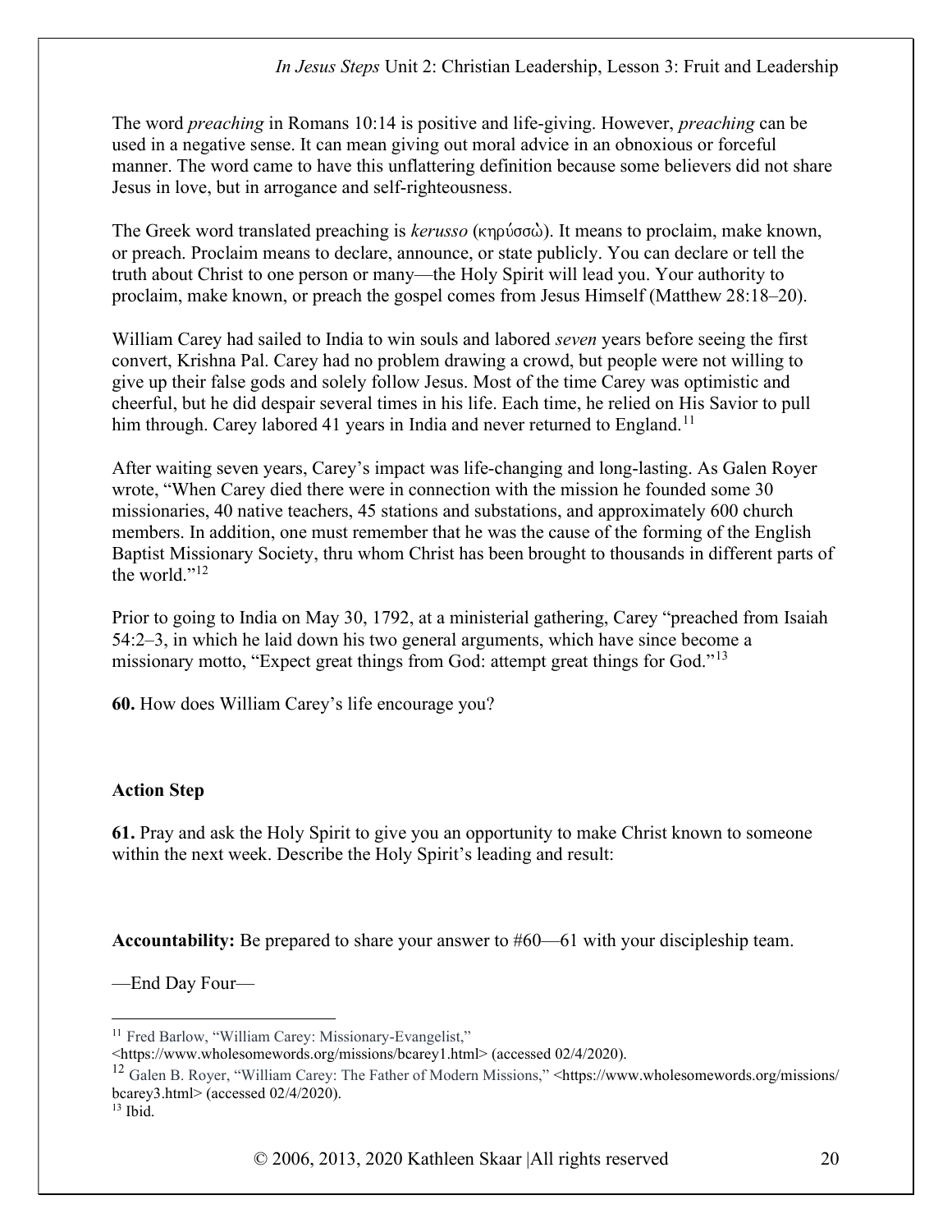The word *preaching* in Romans 10:14 is positive and life-giving. However, *preaching* can be used in a negative sense. It can mean giving out moral advice in an obnoxious or forceful manner. The word came to have this unflattering definition because some believers did not share Jesus in love, but in arrogance and self-righteousness.

The Greek word translated preaching is *kerusso* (κηρύσσῶ). It means to proclaim, make known, or preach. Proclaim means to declare, announce, or state publicly. You can declare or tell the truth about Christ to one person or many—the Holy Spirit will lead you. Your authority to proclaim, make known, or preach the gospel comes from Jesus Himself (Matthew 28:18–20).

William Carey had sailed to India to win souls and labored *seven* years before seeing the first convert, Krishna Pal. Carey had no problem drawing a crowd, but people were not willing to give up their false gods and solely follow Jesus. Most of the time Carey was optimistic and cheerful, but he did despair several times in his life. Each time, he relied on His Savior to pull him through. Carey labored 41 years in India and never returned to England.[11]

After waiting seven years, Carey's impact was life-changing and long-lasting. As Galen Royer wrote, "When Carey died there were in connection with the mission he founded some 30 missionaries, 40 native teachers, 45 stations and substations, and approximately 600 church members. In addition, one must remember that he was the cause of the forming of the English Baptist Missionary Society, thru whom Christ has been brought to thousands in different parts of the world."[12]

Prior to going to India on May 30, 1792, at a ministerial gathering, Carey "preached from Isaiah 54:2–3, in which he laid down his two general arguments, which have since become a missionary motto, "Expect great things from God: attempt great things for God."[13]

**60.** How does William Carey's life encourage you?

**Action Step**

**61.** Pray and ask the Holy Spirit to give you an opportunity to make Christ known to someone within the next week. Describe the Holy Spirit's leading and result:

**Accountability:** Be prepared to share your answer to #60—61 with your discipleship team.

—End Day Four—

---

[11] Fred Barlow, "William Carey: Missionary-Evangelist," <https://www.wholesomewords.org/missions/bcarey1.html> (accessed 02/4/2020).

[12] Galen B. Royer, "William Carey: The Father of Modern Missions," <https://www.wholesomewords.org/missions/bcarey3.html> (accessed 02/4/2020).

[13] Ibid.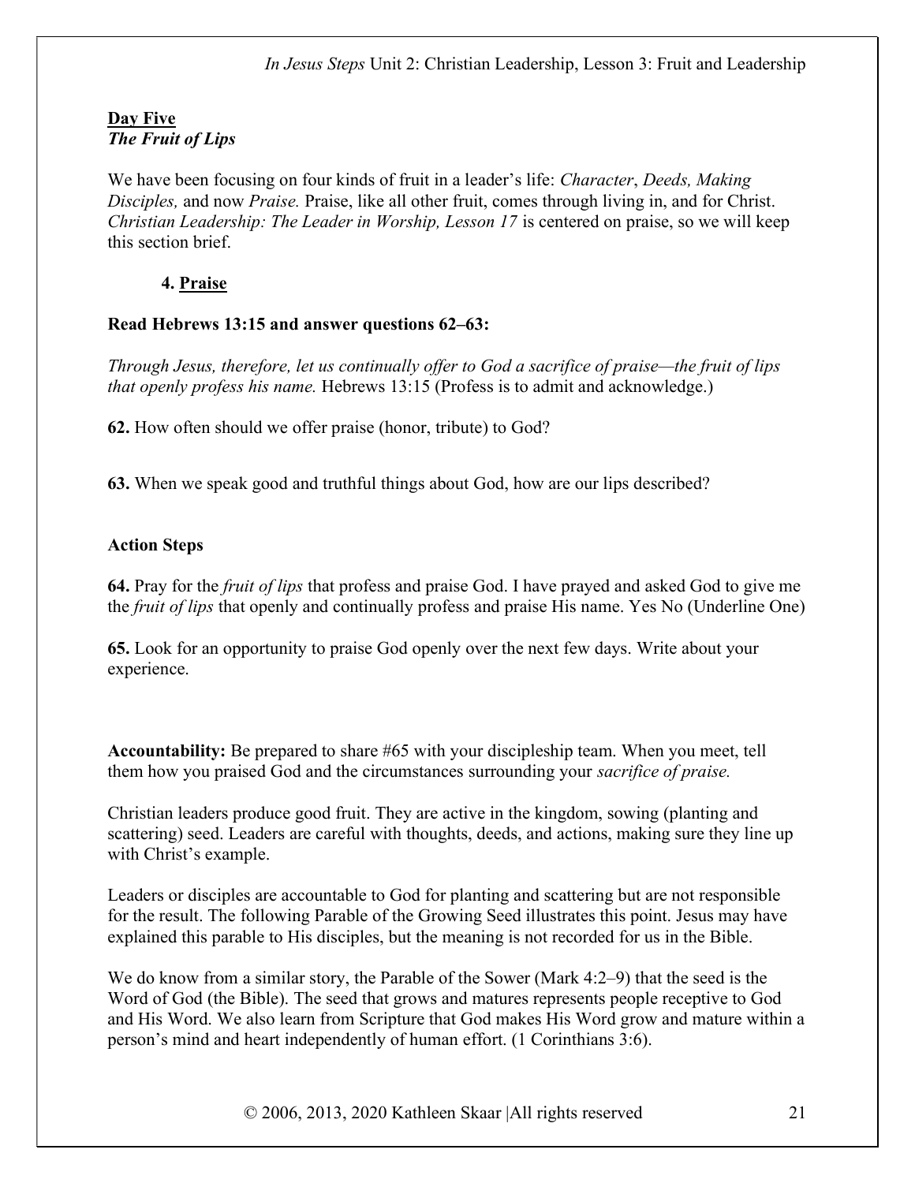**<u>Day Five</u>**
***The Fruit of Lips***

We have been focusing on four kinds of fruit in a leader's life: *Character*, *Deeds, Making Disciples,* and now *Praise.* Praise, like all other fruit, comes through living in, and for Christ. *Christian Leadership: The Leader in Worship, Lesson 17* is centered on praise, so we will keep this section brief.

**4. <u>Praise</u>**

**Read Hebrews 13:15 and answer questions 62–63:**

*Through Jesus, therefore, let us continually offer to God a sacrifice of praise—the fruit of lips that openly profess his name.* Hebrews 13:15 (Profess is to admit and acknowledge.)

**62.** How often should we offer praise (honor, tribute) to God?

**63.** When we speak good and truthful things about God, how are our lips described?

**Action Steps**

**64.** Pray for the *fruit of lips* that profess and praise God. I have prayed and asked God to give me the *fruit of lips* that openly and continually profess and praise His name. Yes No (Underline One)

**65.** Look for an opportunity to praise God openly over the next few days. Write about your experience.

**Accountability:** Be prepared to share #65 with your discipleship team. When you meet, tell them how you praised God and the circumstances surrounding your *sacrifice of praise.*

Christian leaders produce good fruit. They are active in the kingdom, sowing (planting and scattering) seed. Leaders are careful with thoughts, deeds, and actions, making sure they line up with Christ's example.

Leaders or disciples are accountable to God for planting and scattering but are not responsible for the result. The following Parable of the Growing Seed illustrates this point. Jesus may have explained this parable to His disciples, but the meaning is not recorded for us in the Bible.

We do know from a similar story, the Parable of the Sower (Mark 4:2–9) that the seed is the Word of God (the Bible). The seed that grows and matures represents people receptive to God and His Word. We also learn from Scripture that God makes His Word grow and mature within a person's mind and heart independently of human effort. (1 Corinthians 3:6).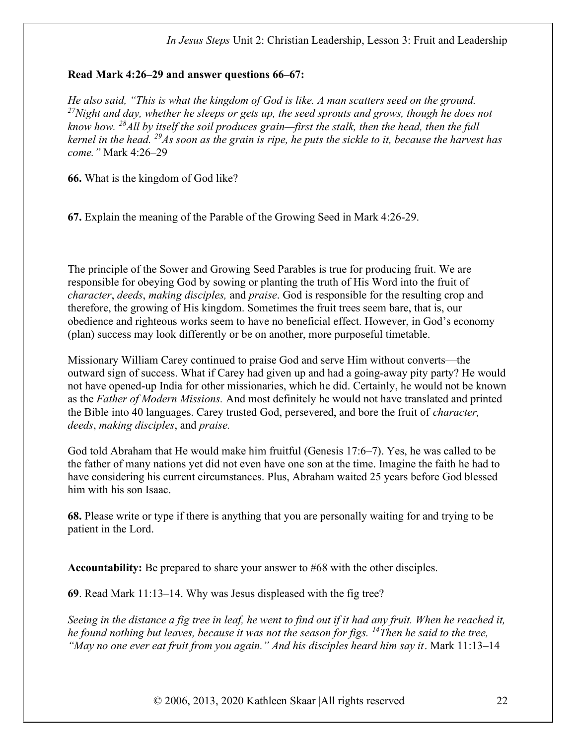**Read Mark 4:26–29 and answer questions 66–67:**

*He also said, "This is what the kingdom of God is like. A man scatters seed on the ground. [27]Night and day, whether he sleeps or gets up, the seed sprouts and grows, though he does not know how. [28]All by itself the soil produces grain—first the stalk, then the head, then the full kernel in the head. [29]As soon as the grain is ripe, he puts the sickle to it, because the harvest has come."* Mark 4:26–29

**66.** What is the kingdom of God like?

**67.** Explain the meaning of the Parable of the Growing Seed in Mark 4:26-29.

The principle of the Sower and Growing Seed Parables is true for producing fruit. We are responsible for obeying God by sowing or planting the truth of His Word into the fruit of *character*, *deeds*, *making disciples,* and *praise*. God is responsible for the resulting crop and therefore, the growing of His kingdom. Sometimes the fruit trees seem bare, that is, our obedience and righteous works seem to have no beneficial effect. However, in God's economy (plan) success may look differently or be on another, more purposeful timetable.

Missionary William Carey continued to praise God and serve Him without converts—the outward sign of success. What if Carey had given up and had a going-away pity party? He would not have opened-up India for other missionaries, which he did. Certainly, he would not be known as the *Father of Modern Missions.* And most definitely he would not have translated and printed the Bible into 40 languages. Carey trusted God, persevered, and bore the fruit of *character, deeds*, *making disciples*, and *praise.*

God told Abraham that He would make him fruitful (Genesis 17:6–7). Yes, he was called to be the father of many nations yet did not even have one son at the time. Imagine the faith he had to have considering his current circumstances. Plus, Abraham waited 25 years before God blessed him with his son Isaac.

**68.** Please write or type if there is anything that you are personally waiting for and trying to be patient in the Lord.

**Accountability:** Be prepared to share your answer to #68 with the other disciples.

**69**. Read Mark 11:13–14. Why was Jesus displeased with the fig tree?

*Seeing in the distance a fig tree in leaf, he went to find out if it had any fruit. When he reached it, he found nothing but leaves, because it was not the season for figs. [14]Then he said to the tree, "May no one ever eat fruit from you again." And his disciples heard him say it*. Mark 11:13–14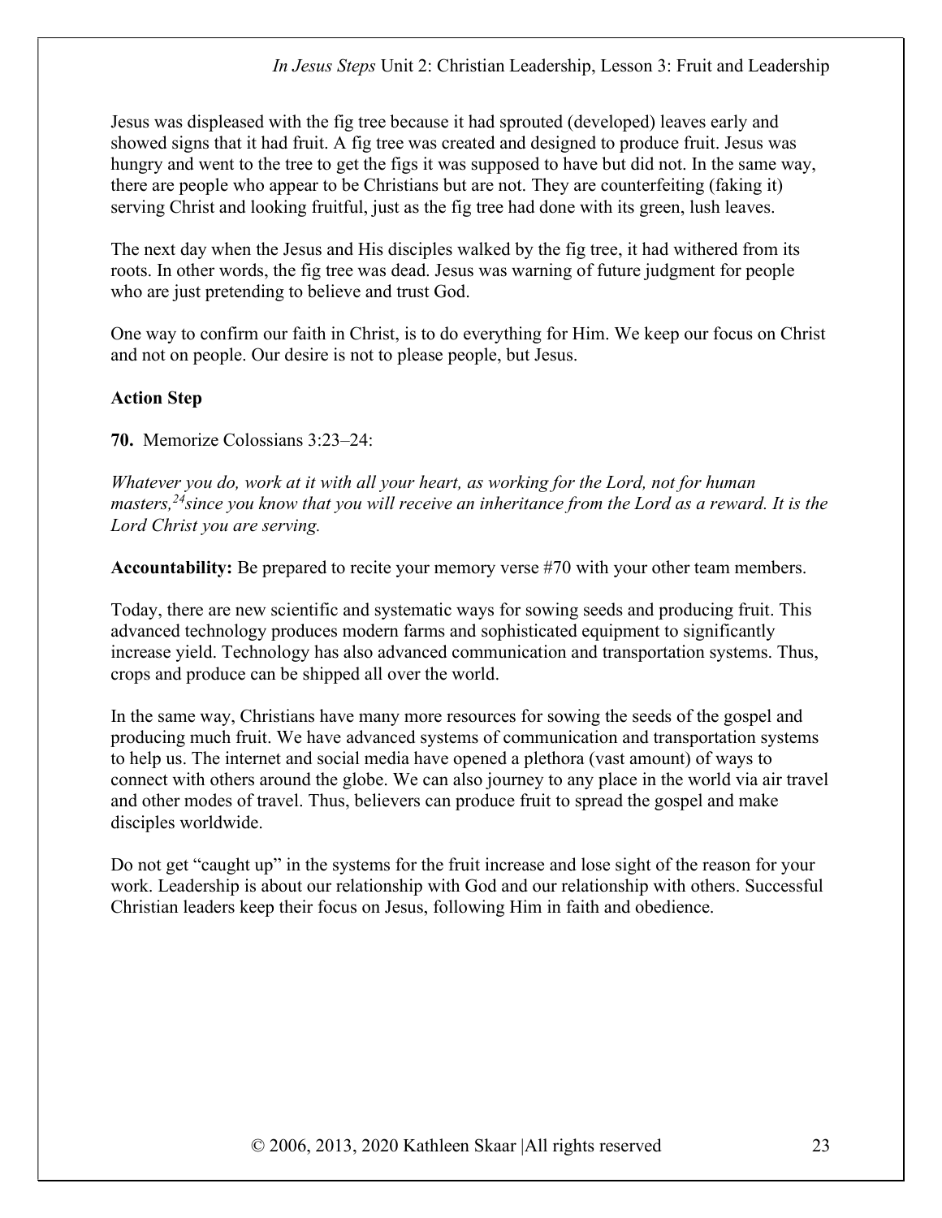Jesus was displeased with the fig tree because it had sprouted (developed) leaves early and showed signs that it had fruit. A fig tree was created and designed to produce fruit. Jesus was hungry and went to the tree to get the figs it was supposed to have but did not. In the same way, there are people who appear to be Christians but are not. They are counterfeiting (faking it) serving Christ and looking fruitful, just as the fig tree had done with its green, lush leaves.

The next day when the Jesus and His disciples walked by the fig tree, it had withered from its roots. In other words, the fig tree was dead. Jesus was warning of future judgment for people who are just pretending to believe and trust God.

One way to confirm our faith in Christ, is to do everything for Him. We keep our focus on Christ and not on people. Our desire is not to please people, but Jesus.

**Action Step**

**70.** Memorize Colossians 3:23–24:

*Whatever you do, work at it with all your heart, as working for the Lord, not for human masters,[24]since you know that you will receive an inheritance from the Lord as a reward. It is the Lord Christ you are serving.*

**Accountability:** Be prepared to recite your memory verse #70 with your other team members.

Today, there are new scientific and systematic ways for sowing seeds and producing fruit. This advanced technology produces modern farms and sophisticated equipment to significantly increase yield. Technology has also advanced communication and transportation systems. Thus, crops and produce can be shipped all over the world.

In the same way, Christians have many more resources for sowing the seeds of the gospel and producing much fruit. We have advanced systems of communication and transportation systems to help us. The internet and social media have opened a plethora (vast amount) of ways to connect with others around the globe. We can also journey to any place in the world via air travel and other modes of travel. Thus, believers can produce fruit to spread the gospel and make disciples worldwide.

Do not get "caught up" in the systems for the fruit increase and lose sight of the reason for your work. Leadership is about our relationship with God and our relationship with others. Successful Christian leaders keep their focus on Jesus, following Him in faith and obedience.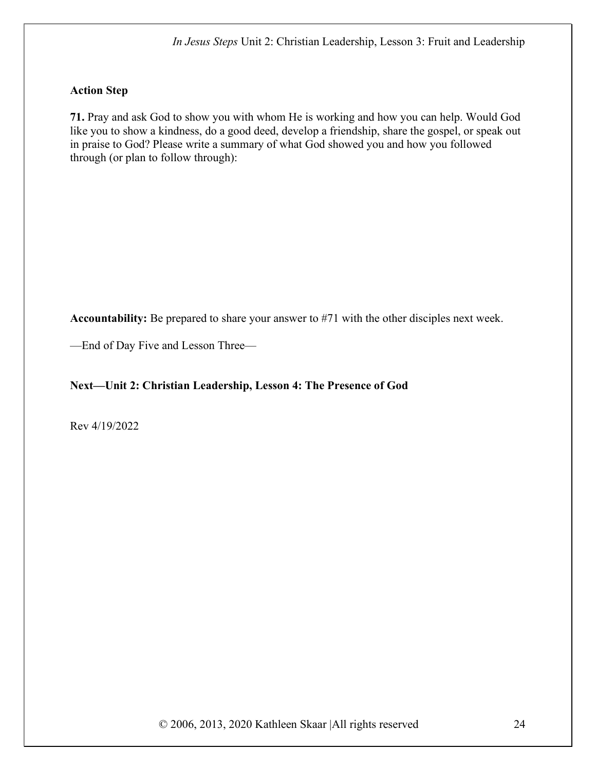**Action Step**

**71.** Pray and ask God to show you with whom He is working and how you can help. Would God like you to show a kindness, do a good deed, develop a friendship, share the gospel, or speak out in praise to God? Please write a summary of what God showed you and how you followed through (or plan to follow through):

**Accountability:** Be prepared to share your answer to #71 with the other disciples next week.

—End of Day Five and Lesson Three—

**Next—Unit 2: Christian Leadership, Lesson 4: The Presence of God**

Rev 4/19/2022

© 2006, 2013, 2020 Kathleen Skaar |All rights reserved